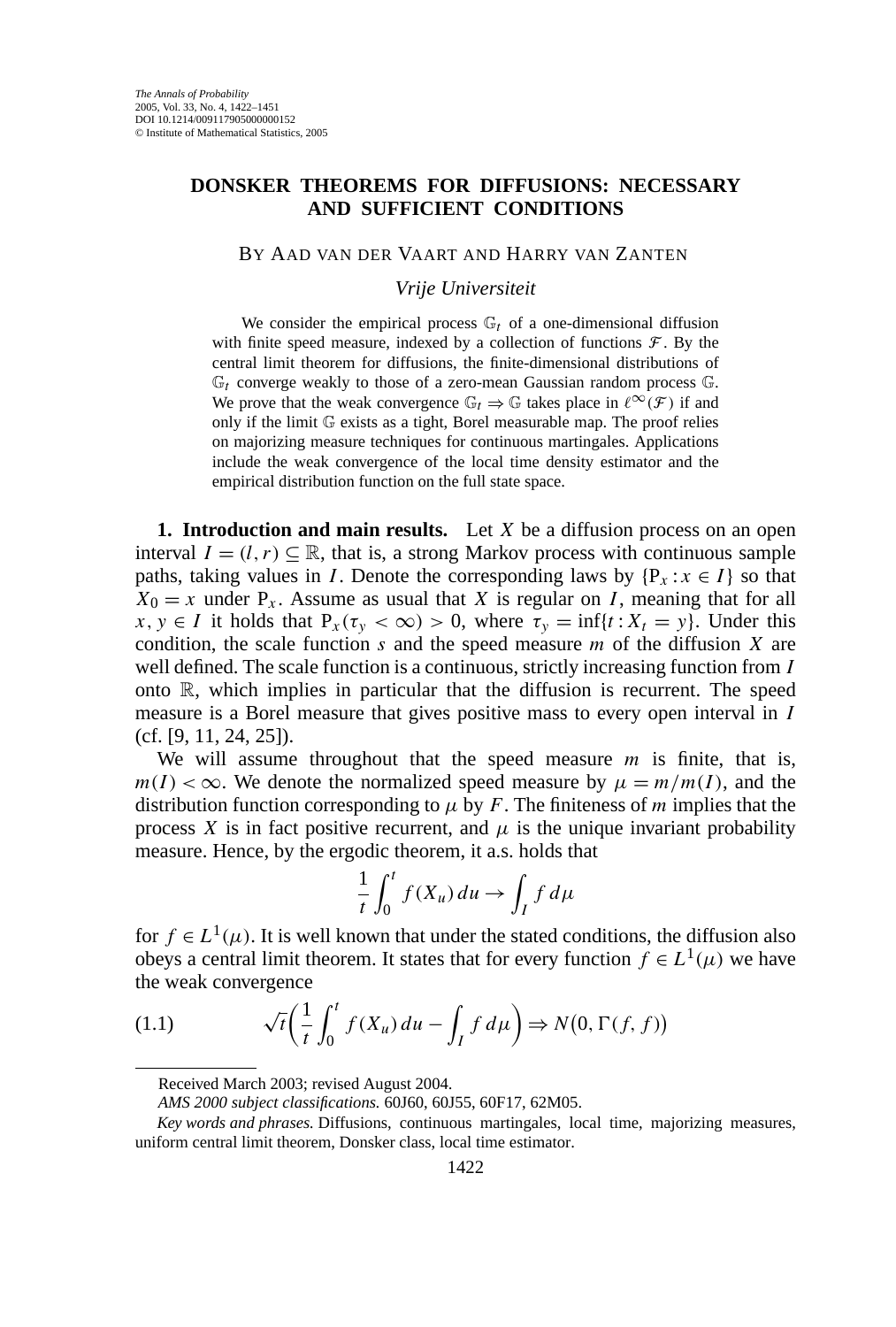# DONSKER THEOREMS FOR DIFFUSIONS: NECESSARY AND SUFFICIENT CONDITIONS

BY AAD VAN DER VAART AND HARRY VAN ZANTEN

*Vrije Universiteit*

We consider the empirical process $\mathbb{G}_t$ of a one-dimensional diffusion with finite speed measure, indexed by a collection of functions $\mathcal{F}$. By the central limit theorem for diffusions, the finite-dimensional distributions of $\mathbb{G}_t$ converge weakly to those of a zero-mean Gaussian random process $\mathbb{G}$. We prove that the weak convergence $\mathbb{G}_t \Rightarrow \mathbb{G}$ takes place in $\ell^\infty(\mathcal{F})$ if and only if the limit $\mathbb{G}$ exists as a tight, Borel measurable map. The proof relies on majorizing measure techniques for continuous martingales. Applications include the weak convergence of the local time density estimator and the empirical distribution function on the full state space.

**1. Introduction and main results.** Let $X$ be a diffusion process on an open interval $I = (l, r) \subseteq \mathbb{R}$, that is, a strong Markov process with continuous sample paths, taking values in $I$. Denote the corresponding laws by $\{\mathrm{P}_x : x \in I\}$ so that $X_0 = x$ under $\mathrm{P}_x$. Assume as usual that $X$ is regular on $I$, meaning that for all $x, y \in I$ it holds that $\mathrm{P}_x(\tau_y < \infty) > 0$, where $\tau_y = \inf\{t : X_t = y\}$. Under this condition, the scale function $s$ and the speed measure $m$ of the diffusion $X$ are well defined. The scale function is a continuous, strictly increasing function from $I$ onto $\mathbb{R}$, which implies in particular that the diffusion is recurrent. The speed measure is a Borel measure that gives positive mass to every open interval in $I$ (cf. [9, 11, 24, 25]).

We will assume throughout that the speed measure $m$ is finite, that is, $m(I) < \infty$. We denote the normalized speed measure by $\mu = m/m(I)$, and the distribution function corresponding to $\mu$ by $F$. The finiteness of $m$ implies that the process $X$ is in fact positive recurrent, and $\mu$ is the unique invariant probability measure. Hence, by the ergodic theorem, it a.s. holds that

$$\frac{1}{t}\int_0^t f(X_u)\,du \to \int_I f\,d\mu$$

for $f \in L^1(\mu)$. It is well known that under the stated conditions, the diffusion also obeys a central limit theorem. It states that for every function $f \in L^1(\mu)$ we have the weak convergence

$$\sqrt{t}\left(\frac{1}{t}\int_0^t f(X_u)\,du - \int_I f\,d\mu\right) \Rightarrow N\big(0, \Gamma(f, f)\big) \tag{1.1}$$

---

Received March 2003; revised August 2004.

*AMS 2000 subject classifications.* 60J60, 60J55, 60F17, 62M05.

*Key words and phrases.* Diffusions, continuous martingales, local time, majorizing measures, uniform central limit theorem, Donsker class, local time estimator.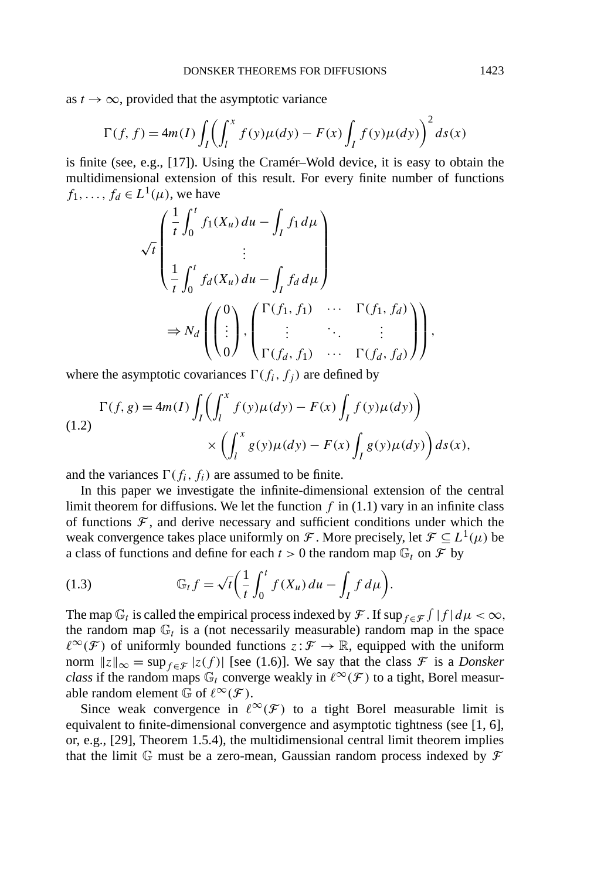as $t \to \infty$, provided that the asymptotic variance

$$\Gamma(f, f) = 4m(I) \int_I \left( \int_l^x f(y)\mu(dy) - F(x) \int_I f(y)\mu(dy) \right)^2 ds(x)$$

is finite (see, e.g., [17]). Using the Cramér–Wold device, it is easy to obtain the multidimensional extension of this result. For every finite number of functions $f_1, \ldots, f_d \in L^1(\mu)$, we have

$$\sqrt{t} \begin{pmatrix} \dfrac{1}{t} \displaystyle\int_0^t f_1(X_u)\, du - \int_I f_1 \, d\mu \\ \vdots \\ \dfrac{1}{t} \displaystyle\int_0^t f_d(X_u)\, du - \int_I f_d \, d\mu \end{pmatrix}$$

$$\Rightarrow N_d \left( \begin{pmatrix} 0 \\ \vdots \\ 0 \end{pmatrix}, \begin{pmatrix} \Gamma(f_1, f_1) & \cdots & \Gamma(f_1, f_d) \\ \vdots & \ddots & \vdots \\ \Gamma(f_d, f_1) & \cdots & \Gamma(f_d, f_d) \end{pmatrix} \right),$$

where the asymptotic covariances $\Gamma(f_i, f_j)$ are defined by

$$\Gamma(f, g) = 4m(I) \int_I \left( \int_l^x f(y)\mu(dy) - F(x) \int_I f(y)\mu(dy) \right) \times \left( \int_l^x g(y)\mu(dy) - F(x) \int_I g(y)\mu(dy) \right) ds(x), \tag{1.2}$$

and the variances $\Gamma(f_i, f_i)$ are assumed to be finite.

In this paper we investigate the infinite-dimensional extension of the central limit theorem for diffusions. We let the function $f$ in (1.1) vary in an infinite class of functions $\mathcal{F}$, and derive necessary and sufficient conditions under which the weak convergence takes place uniformly on $\mathcal{F}$. More precisely, let $\mathcal{F} \subseteq L^1(\mu)$ be a class of functions and define for each $t > 0$ the random map $\mathbb{G}_t$ on $\mathcal{F}$ by

$$\mathbb{G}_t f = \sqrt{t} \left( \frac{1}{t} \int_0^t f(X_u)\, du - \int_I f \, d\mu \right). \tag{1.3}$$

The map $\mathbb{G}_t$ is called the empirical process indexed by $\mathcal{F}$. If $\sup_{f \in \mathcal{F}} \int |f| \, d\mu < \infty$, the random map $\mathbb{G}_t$ is a (not necessarily measurable) random map in the space $\ell^\infty(\mathcal{F})$ of uniformly bounded functions $z : \mathcal{F} \to \mathbb{R}$, equipped with the uniform norm $\|z\|_\infty = \sup_{f \in \mathcal{F}} |z(f)|$ [see (1.6)]. We say that the class $\mathcal{F}$ is a *Donsker class* if the random maps $\mathbb{G}_t$ converge weakly in $\ell^\infty(\mathcal{F})$ to a tight, Borel measurable random element $\mathbb{G}$ of $\ell^\infty(\mathcal{F})$.

Since weak convergence in $\ell^\infty(\mathcal{F})$ to a tight Borel measurable limit is equivalent to finite-dimensional convergence and asymptotic tightness (see [1, 6], or, e.g., [29], Theorem 1.5.4), the multidimensional central limit theorem implies that the limit $\mathbb{G}$ must be a zero-mean, Gaussian random process indexed by $\mathcal{F}$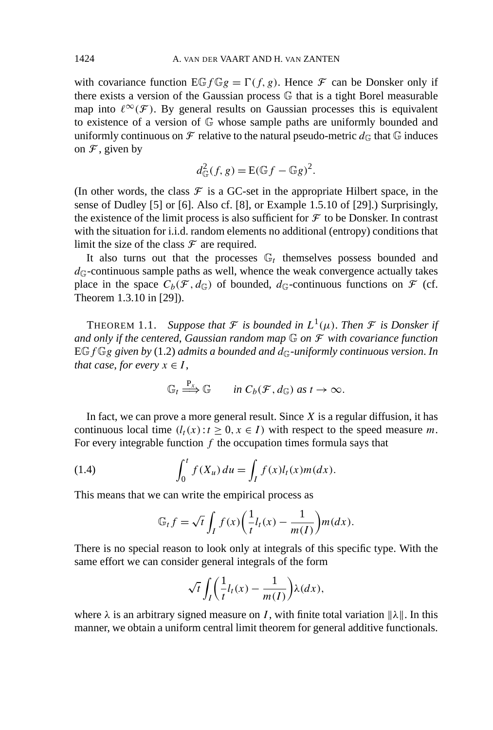with covariance function $\mathrm{E}\mathbb{G}f\mathbb{G}g = \Gamma(f, g)$. Hence $\mathcal{F}$ can be Donsker only if there exists a version of the Gaussian process $\mathbb{G}$ that is a tight Borel measurable map into $\ell^\infty(\mathcal{F})$. By general results on Gaussian processes this is equivalent to existence of a version of $\mathbb{G}$ whose sample paths are uniformly bounded and uniformly continuous on $\mathcal{F}$ relative to the natural pseudo-metric $d_{\mathbb{G}}$ that $\mathbb{G}$ induces on $\mathcal{F}$, given by

$$d_{\mathbb{G}}^2(f, g) = \mathrm{E}(\mathbb{G}f - \mathbb{G}g)^2.$$

(In other words, the class $\mathcal{F}$ is a GC-set in the appropriate Hilbert space, in the sense of Dudley [5] or [6]. Also cf. [8], or Example 1.5.10 of [29].) Surprisingly, the existence of the limit process is also sufficient for $\mathcal{F}$ to be Donsker. In contrast with the situation for i.i.d. random elements no additional (entropy) conditions that limit the size of the class $\mathcal{F}$ are required.

It also turns out that the processes $\mathbb{G}_t$ themselves possess bounded and $d_{\mathbb{G}}$-continuous sample paths as well, whence the weak convergence actually takes place in the space $C_b(\mathcal{F}, d_{\mathbb{G}})$ of bounded, $d_{\mathbb{G}}$-continuous functions on $\mathcal{F}$ (cf. Theorem 1.3.10 in [29]).

THEOREM 1.1. *Suppose that $\mathcal{F}$ is bounded in $L^1(\mu)$. Then $\mathcal{F}$ is Donsker if and only if the centered, Gaussian random map $\mathbb{G}$ on $\mathcal{F}$ with covariance function $\mathrm{E}\mathbb{G}f\mathbb{G}g$ given by* (1.2) *admits a bounded and $d_{\mathbb{G}}$-uniformly continuous version. In that case, for every $x \in I$,*

$$\mathbb{G}_t \overset{\mathrm{P}_x}{\Longrightarrow} \mathbb{G} \qquad \text{in } C_b(\mathcal{F}, d_{\mathbb{G}}) \text{ as } t \to \infty.$$

In fact, we can prove a more general result. Since $X$ is a regular diffusion, it has continuous local time $(l_t(x) : t \geq 0, x \in I)$ with respect to the speed measure $m$. For every integrable function $f$ the occupation times formula says that

$$\int_0^t f(X_u)\, du = \int_I f(x) l_t(x) m(dx). \tag{1.4}$$

This means that we can write the empirical process as

$$\mathbb{G}_t f = \sqrt{t} \int_I f(x) \left( \frac{1}{t} l_t(x) - \frac{1}{m(I)} \right) m(dx).$$

There is no special reason to look only at integrals of this specific type. With the same effort we can consider general integrals of the form

$$\sqrt{t} \int_I \left( \frac{1}{t} l_t(x) - \frac{1}{m(I)} \right) \lambda(dx),$$

where $\lambda$ is an arbitrary signed measure on $I$, with finite total variation $\|\lambda\|$. In this manner, we obtain a uniform central limit theorem for general additive functionals.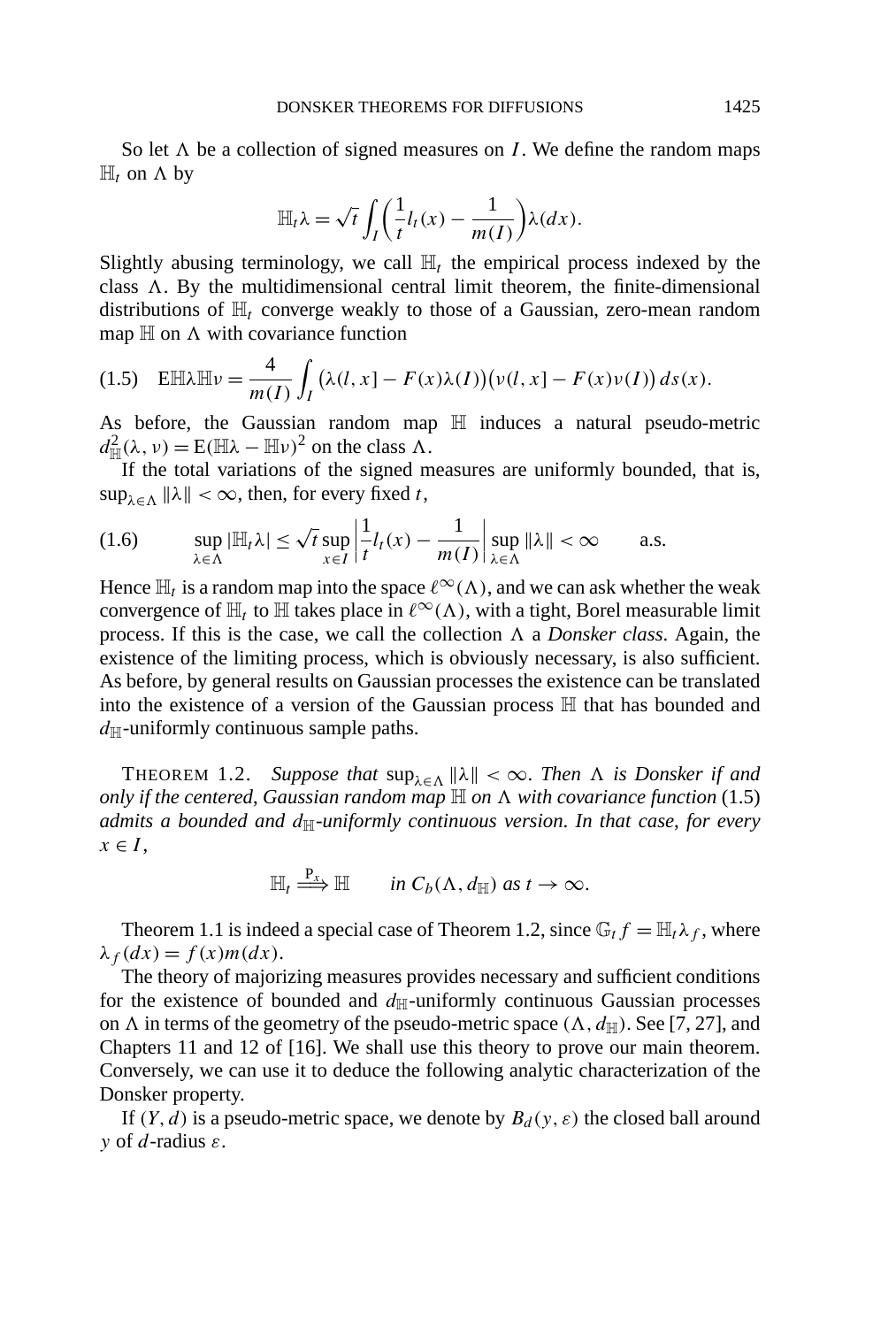So let $\Lambda$ be a collection of signed measures on $I$. We define the random maps $\mathbb{H}_t$ on $\Lambda$ by

$$\mathbb{H}_t\lambda = \sqrt{t}\int_I \left(\frac{1}{t}l_t(x) - \frac{1}{m(I)}\right)\lambda(dx).$$

Slightly abusing terminology, we call $\mathbb{H}_t$ the empirical process indexed by the class $\Lambda$. By the multidimensional central limit theorem, the finite-dimensional distributions of $\mathbb{H}_t$ converge weakly to those of a Gaussian, zero-mean random map $\mathbb{H}$ on $\Lambda$ with covariance function

$$\mathrm{E}\mathbb{H}\lambda\mathbb{H}\nu = \frac{4}{m(I)}\int_I \big(\lambda(l,x] - F(x)\lambda(I)\big)\big(\nu(l,x] - F(x)\nu(I)\big)\,ds(x). \tag{1.5}$$

As before, the Gaussian random map $\mathbb{H}$ induces a natural pseudo-metric $d^2_{\mathbb{H}}(\lambda,\nu) = \mathrm{E}(\mathbb{H}\lambda - \mathbb{H}\nu)^2$ on the class $\Lambda$.

If the total variations of the signed measures are uniformly bounded, that is, $\sup_{\lambda\in\Lambda}\|\lambda\| < \infty$, then, for every fixed $t$,

$$\sup_{\lambda\in\Lambda}|\mathbb{H}_t\lambda| \le \sqrt{t}\sup_{x\in I}\left|\frac{1}{t}l_t(x) - \frac{1}{m(I)}\right|\sup_{\lambda\in\Lambda}\|\lambda\| < \infty \qquad \text{a.s.} \tag{1.6}$$

Hence $\mathbb{H}_t$ is a random map into the space $\ell^\infty(\Lambda)$, and we can ask whether the weak convergence of $\mathbb{H}_t$ to $\mathbb{H}$ takes place in $\ell^\infty(\Lambda)$, with a tight, Borel measurable limit process. If this is the case, we call the collection $\Lambda$ a *Donsker class*. Again, the existence of the limiting process, which is obviously necessary, is also sufficient. As before, by general results on Gaussian processes the existence can be translated into the existence of a version of the Gaussian process $\mathbb{H}$ that has bounded and $d_{\mathbb{H}}$-uniformly continuous sample paths.

THEOREM 1.2. *Suppose that* $\sup_{\lambda\in\Lambda}\|\lambda\| < \infty$. *Then* $\Lambda$ *is Donsker if and only if the centered, Gaussian random map* $\mathbb{H}$ *on* $\Lambda$ *with covariance function* (1.5) *admits a bounded and* $d_{\mathbb{H}}$*-uniformly continuous version. In that case, for every* $x \in I$,

$$\mathbb{H}_t \overset{\mathrm{P}_x}{\Longrightarrow} \mathbb{H} \qquad \textit{in } C_b(\Lambda, d_{\mathbb{H}}) \textit{ as } t\to\infty.$$

Theorem 1.1 is indeed a special case of Theorem 1.2, since $\mathbb{G}_t f = \mathbb{H}_t\lambda_f$, where $\lambda_f(dx) = f(x)m(dx)$.

The theory of majorizing measures provides necessary and sufficient conditions for the existence of bounded and $d_{\mathbb{H}}$-uniformly continuous Gaussian processes on $\Lambda$ in terms of the geometry of the pseudo-metric space $(\Lambda, d_{\mathbb{H}})$. See [7, 27], and Chapters 11 and 12 of [16]. We shall use this theory to prove our main theorem. Conversely, we can use it to deduce the following analytic characterization of the Donsker property.

If $(Y,d)$ is a pseudo-metric space, we denote by $B_d(y,\varepsilon)$ the closed ball around $y$ of $d$-radius $\varepsilon$.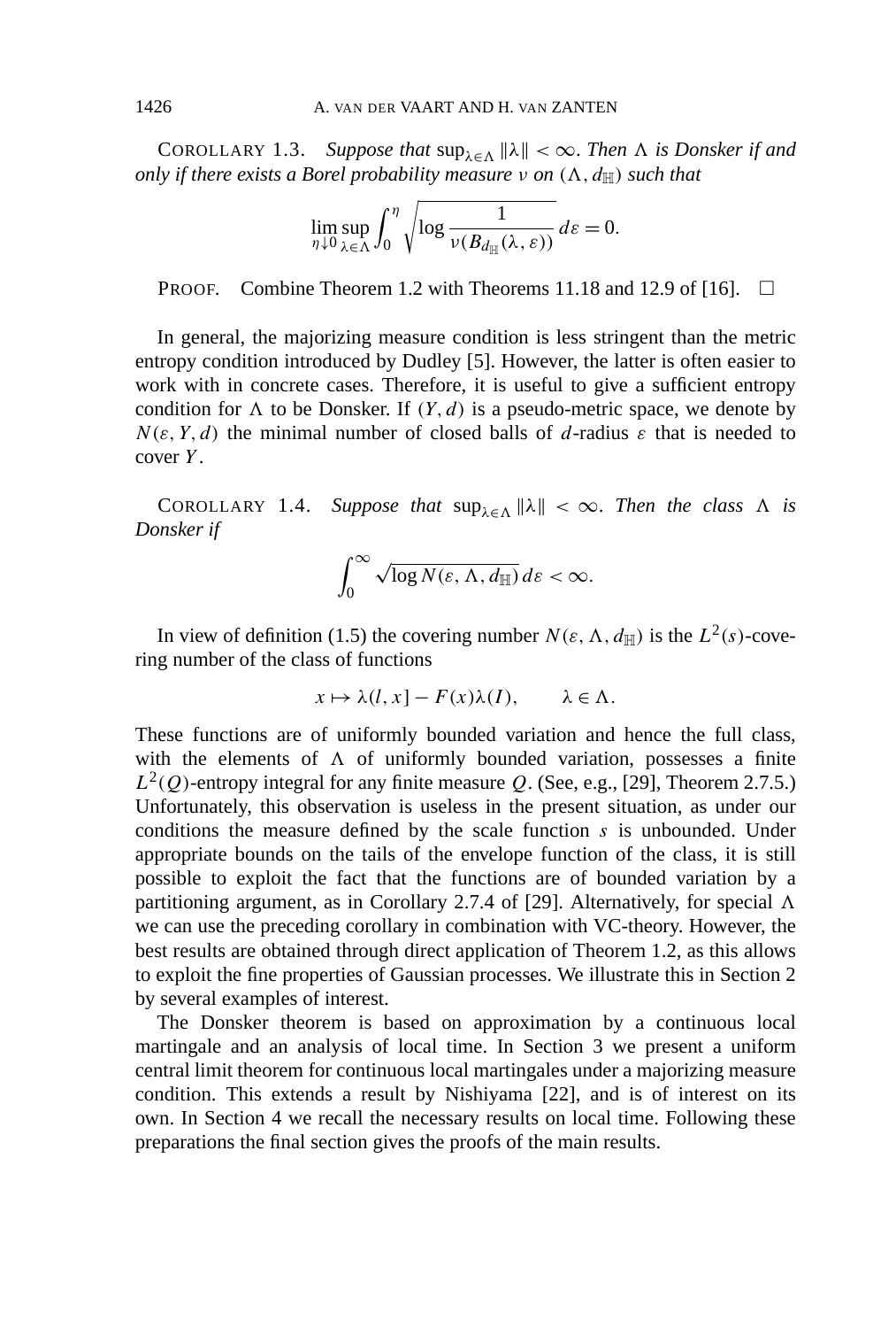COROLLARY 1.3. *Suppose that* $\sup_{\lambda \in \Lambda} \|\lambda\| < \infty$. *Then* $\Lambda$ *is Donsker if and only if there exists a Borel probability measure* $\nu$ *on* $(\Lambda, d_{\mathbb{H}})$ *such that*

$$\lim_{\eta \downarrow 0} \sup_{\lambda \in \Lambda} \int_0^\eta \sqrt{\log \frac{1}{\nu(B_{d_{\mathbb{H}}}(\lambda, \varepsilon))}}\, d\varepsilon = 0.$$

PROOF. Combine Theorem 1.2 with Theorems 11.18 and 12.9 of [16]. □

In general, the majorizing measure condition is less stringent than the metric entropy condition introduced by Dudley [5]. However, the latter is often easier to work with in concrete cases. Therefore, it is useful to give a sufficient entropy condition for $\Lambda$ to be Donsker. If $(Y, d)$ is a pseudo-metric space, we denote by $N(\varepsilon, Y, d)$ the minimal number of closed balls of $d$-radius $\varepsilon$ that is needed to cover $Y$.

COROLLARY 1.4. *Suppose that* $\sup_{\lambda \in \Lambda} \|\lambda\| < \infty$. *Then the class* $\Lambda$ *is Donsker if*

$$\int_0^\infty \sqrt{\log N(\varepsilon, \Lambda, d_{\mathbb{H}})}\, d\varepsilon < \infty.$$

In view of definition (1.5) the covering number $N(\varepsilon, \Lambda, d_{\mathbb{H}})$ is the $L^2(s)$-covering number of the class of functions

$$x \mapsto \lambda(l, x] - F(x)\lambda(I), \qquad \lambda \in \Lambda.$$

These functions are of uniformly bounded variation and hence the full class, with the elements of $\Lambda$ of uniformly bounded variation, possesses a finite $L^2(Q)$-entropy integral for any finite measure $Q$. (See, e.g., [29], Theorem 2.7.5.) Unfortunately, this observation is useless in the present situation, as under our conditions the measure defined by the scale function $s$ is unbounded. Under appropriate bounds on the tails of the envelope function of the class, it is still possible to exploit the fact that the functions are of bounded variation by a partitioning argument, as in Corollary 2.7.4 of [29]. Alternatively, for special $\Lambda$ we can use the preceding corollary in combination with VC-theory. However, the best results are obtained through direct application of Theorem 1.2, as this allows to exploit the fine properties of Gaussian processes. We illustrate this in Section 2 by several examples of interest.

The Donsker theorem is based on approximation by a continuous local martingale and an analysis of local time. In Section 3 we present a uniform central limit theorem for continuous local martingales under a majorizing measure condition. This extends a result by Nishiyama [22], and is of interest on its own. In Section 4 we recall the necessary results on local time. Following these preparations the final section gives the proofs of the main results.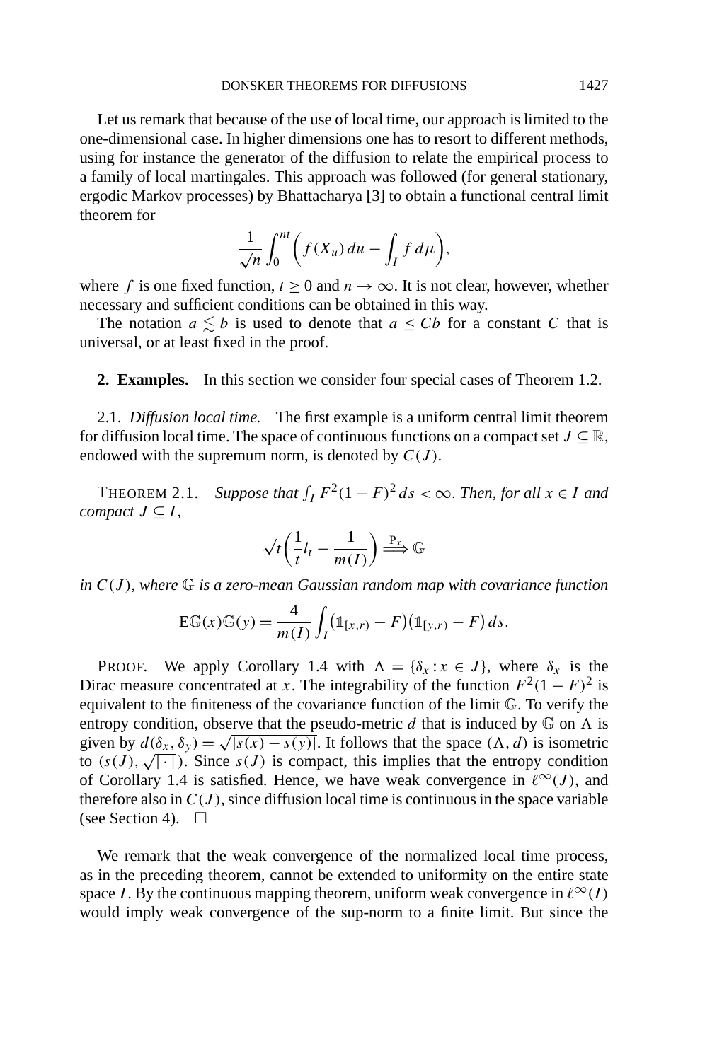Let us remark that because of the use of local time, our approach is limited to the one-dimensional case. In higher dimensions one has to resort to different methods, using for instance the generator of the diffusion to relate the empirical process to a family of local martingales. This approach was followed (for general stationary, ergodic Markov processes) by Bhattacharya [3] to obtain a functional central limit theorem for

$$\frac{1}{\sqrt{n}}\int_0^{nt}\Big(f(X_u)\,du-\int_I f\,d\mu\Big),$$

where $f$ is one fixed function, $t\geq 0$ and $n\to\infty$. It is not clear, however, whether necessary and sufficient conditions can be obtained in this way.

The notation $a\lesssim b$ is used to denote that $a\leq Cb$ for a constant $C$ that is universal, or at least fixed in the proof.

## 2. Examples.

In this section we consider four special cases of Theorem 1.2.

### 2.1. *Diffusion local time.*

The first example is a uniform central limit theorem for diffusion local time. The space of continuous functions on a compact set $J\subseteq\mathbb{R}$, endowed with the supremum norm, is denoted by $C(J)$.

THEOREM 2.1. *Suppose that $\int_I F^2(1-F)^2\,ds<\infty$. Then, for all $x\in I$ and compact $J\subseteq I$,*

$$\sqrt{t}\Big(\frac{1}{t}l_t-\frac{1}{m(I)}\Big)\xrightarrow{\mathrm{P}_x}\mathbb{G}$$

*in $C(J)$, where $\mathbb{G}$ is a zero-mean Gaussian random map with covariance function*

$$\mathrm{E}\mathbb{G}(x)\mathbb{G}(y)=\frac{4}{m(I)}\int_I\big(\mathbb{1}_{[x,r)}-F\big)\big(\mathbb{1}_{[y,r)}-F\big)\,ds.$$

PROOF. We apply Corollary 1.4 with $\Lambda=\{\delta_x:x\in J\}$, where $\delta_x$ is the Dirac measure concentrated at $x$. The integrability of the function $F^2(1-F)^2$ is equivalent to the finiteness of the covariance function of the limit $\mathbb{G}$. To verify the entropy condition, observe that the pseudo-metric $d$ that is induced by $\mathbb{G}$ on $\Lambda$ is given by $d(\delta_x,\delta_y)=\sqrt{|s(x)-s(y)|}$. It follows that the space $(\Lambda,d)$ is isometric to $(s(J),\sqrt{|\cdot|})$. Since $s(J)$ is compact, this implies that the entropy condition of Corollary 1.4 is satisfied. Hence, we have weak convergence in $\ell^\infty(J)$, and therefore also in $C(J)$, since diffusion local time is continuous in the space variable (see Section 4). $\square$

We remark that the weak convergence of the normalized local time process, as in the preceding theorem, cannot be extended to uniformity on the entire state space $I$. By the continuous mapping theorem, uniform weak convergence in $\ell^\infty(I)$ would imply weak convergence of the sup-norm to a finite limit. But since the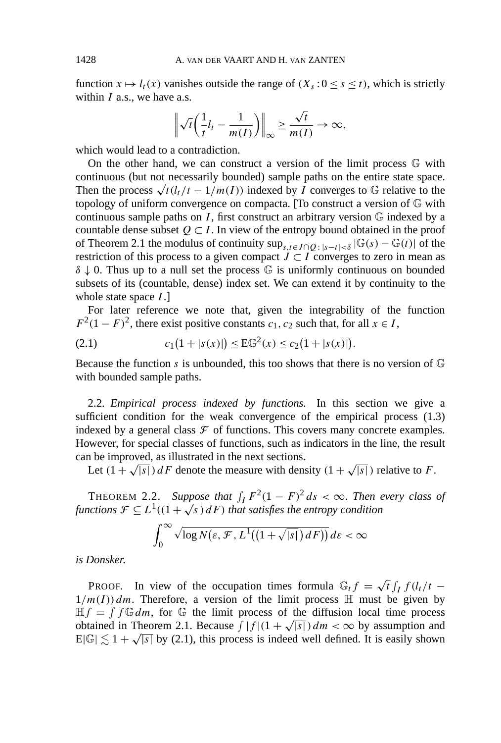function $x \mapsto l_t(x)$ vanishes outside the range of $(X_s : 0 \le s \le t)$, which is strictly within $I$ a.s., we have a.s.

$$\left\| \sqrt{t}\left(\frac{1}{t} l_t - \frac{1}{m(I)}\right)\right\|_\infty \ge \frac{\sqrt{t}}{m(I)} \to \infty,$$

which would lead to a contradiction.

On the other hand, we can construct a version of the limit process $\mathbb{G}$ with continuous (but not necessarily bounded) sample paths on the entire state space. Then the process $\sqrt{t}(l_t/t - 1/m(I))$ indexed by $I$ converges to $\mathbb{G}$ relative to the topology of uniform convergence on compacta. [To construct a version of $\mathbb{G}$ with continuous sample paths on $I$, first construct an arbitrary version $\mathbb{G}$ indexed by a countable dense subset $Q \subset I$. In view of the entropy bound obtained in the proof of Theorem 2.1 the modulus of continuity $\sup_{s,t \in J\cap Q : |s-t|<\delta} |\mathbb{G}(s) - \mathbb{G}(t)|$ of the restriction of this process to a given compact $J \subset I$ converges to zero in mean as $\delta \downarrow 0$. Thus up to a null set the process $\mathbb{G}$ is uniformly continuous on bounded subsets of its (countable, dense) index set. We can extend it by continuity to the whole state space $I$.]

For later reference we note that, given the integrability of the function $F^2(1-F)^2$, there exist positive constants $c_1, c_2$ such that, for all $x \in I$,

$$c_1\big(1 + |s(x)|\big) \le \mathrm{E}\mathbb{G}^2(x) \le c_2\big(1 + |s(x)|\big). \tag{2.1}$$

Because the function $s$ is unbounded, this too shows that there is no version of $\mathbb{G}$ with bounded sample paths.

2.2. *Empirical process indexed by functions.* In this section we give a sufficient condition for the weak convergence of the empirical process (1.3) indexed by a general class $\mathcal{F}$ of functions. This covers many concrete examples. However, for special classes of functions, such as indicators in the line, the result can be improved, as illustrated in the next sections.

Let $(1 + \sqrt{|s|})\, dF$ denote the measure with density $(1 + \sqrt{|s|})$ relative to $F$.

THEOREM 2.2. *Suppose that $\int_I F^2(1-F)^2\, ds < \infty$. Then every class of functions $\mathcal{F} \subseteq L^1((1+\sqrt{s})\, dF)$ that satisfies the entropy condition*

$$\int_0^\infty \sqrt{\log N\big(\varepsilon, \mathcal{F}, L^1\big((1+\sqrt{|s|})\, dF\big)\big)}\, d\varepsilon < \infty$$

*is Donsker.*

PROOF. In view of the occupation times formula $\mathbb{G}_t f = \sqrt{t}\int_I f(l_t/t - 1/m(I))\, dm$. Therefore, a version of the limit process $\mathbb{H}$ must be given by $\mathbb{H}f = \int f \mathbb{G}\, dm$, for $\mathbb{G}$ the limit process of the diffusion local time process obtained in Theorem 2.1. Because $\int |f|(1 + \sqrt{|s|})\, dm < \infty$ by assumption and $\mathrm{E}|\mathbb{G}| \lesssim 1 + \sqrt{|s|}$ by (2.1), this process is indeed well defined. It is easily shown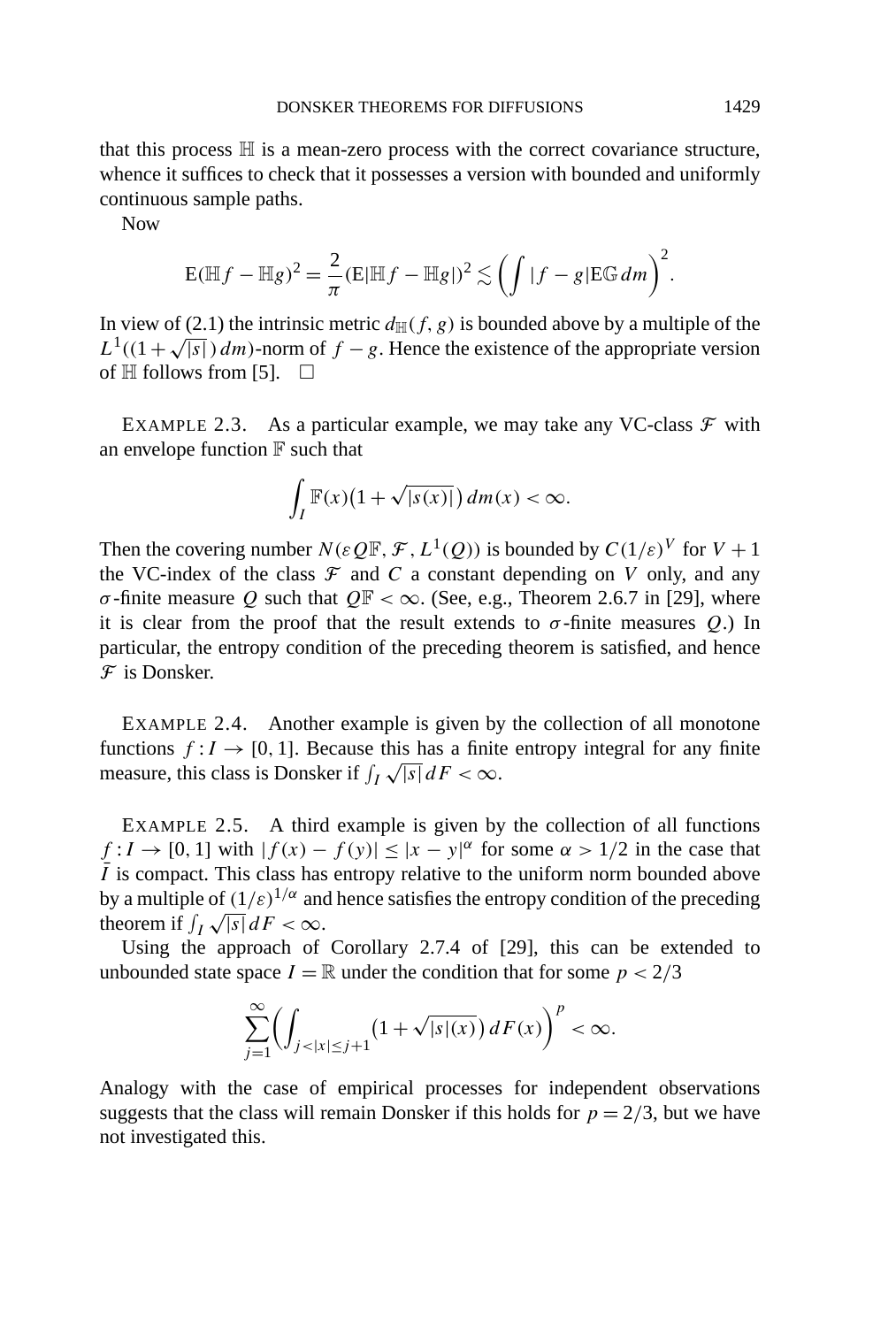that this process $\mathbb{H}$ is a mean-zero process with the correct covariance structure, whence it suffices to check that it possesses a version with bounded and uniformly continuous sample paths.

Now

$$\mathrm{E}(\mathbb{H}f - \mathbb{H}g)^2 = \frac{2}{\pi}(\mathrm{E}|\mathbb{H}f - \mathbb{H}g|)^2 \lesssim \left(\int |f-g| \mathrm{E}\mathbb{G}\, dm\right)^2.$$

In view of (2.1) the intrinsic metric $d_{\mathbb{H}}(f, g)$ is bounded above by a multiple of the $L^1((1+\sqrt{|s|})\, dm)$-norm of $f-g$. Hence the existence of the appropriate version of $\mathbb{H}$ follows from [5]. $\square$

EXAMPLE 2.3. As a particular example, we may take any VC-class $\mathcal{F}$ with an envelope function $\mathbb{F}$ such that

$$\int_I \mathbb{F}(x)\big(1+\sqrt{|s(x)|}\big)\, dm(x) < \infty.$$

Then the covering number $N(\varepsilon Q\mathbb{F}, \mathcal{F}, L^1(Q))$ is bounded by $C(1/\varepsilon)^V$ for $V+1$ the VC-index of the class $\mathcal{F}$ and $C$ a constant depending on $V$ only, and any $\sigma$-finite measure $Q$ such that $Q\mathbb{F} < \infty$. (See, e.g., Theorem 2.6.7 in [29], where it is clear from the proof that the result extends to $\sigma$-finite measures $Q$.) In particular, the entropy condition of the preceding theorem is satisfied, and hence $\mathcal{F}$ is Donsker.

EXAMPLE 2.4. Another example is given by the collection of all monotone functions $f : I \to [0, 1]$. Because this has a finite entropy integral for any finite measure, this class is Donsker if $\int_I \sqrt{|s|}\, dF < \infty$.

EXAMPLE 2.5. A third example is given by the collection of all functions $f : I \to [0, 1]$ with $|f(x) - f(y)| \le |x-y|^\alpha$ for some $\alpha > 1/2$ in the case that $\bar{I}$ is compact. This class has entropy relative to the uniform norm bounded above by a multiple of $(1/\varepsilon)^{1/\alpha}$ and hence satisfies the entropy condition of the preceding theorem if $\int_I \sqrt{|s|}\, dF < \infty$.

Using the approach of Corollary 2.7.4 of [29], this can be extended to unbounded state space $I = \mathbb{R}$ under the condition that for some $p < 2/3$

$$\sum_{j=1}^{\infty}\left(\int_{j<|x|\le j+1}\big(1+\sqrt{|s|(x)}\big)\, dF(x)\right)^p < \infty.$$

Analogy with the case of empirical processes for independent observations suggests that the class will remain Donsker if this holds for $p = 2/3$, but we have not investigated this.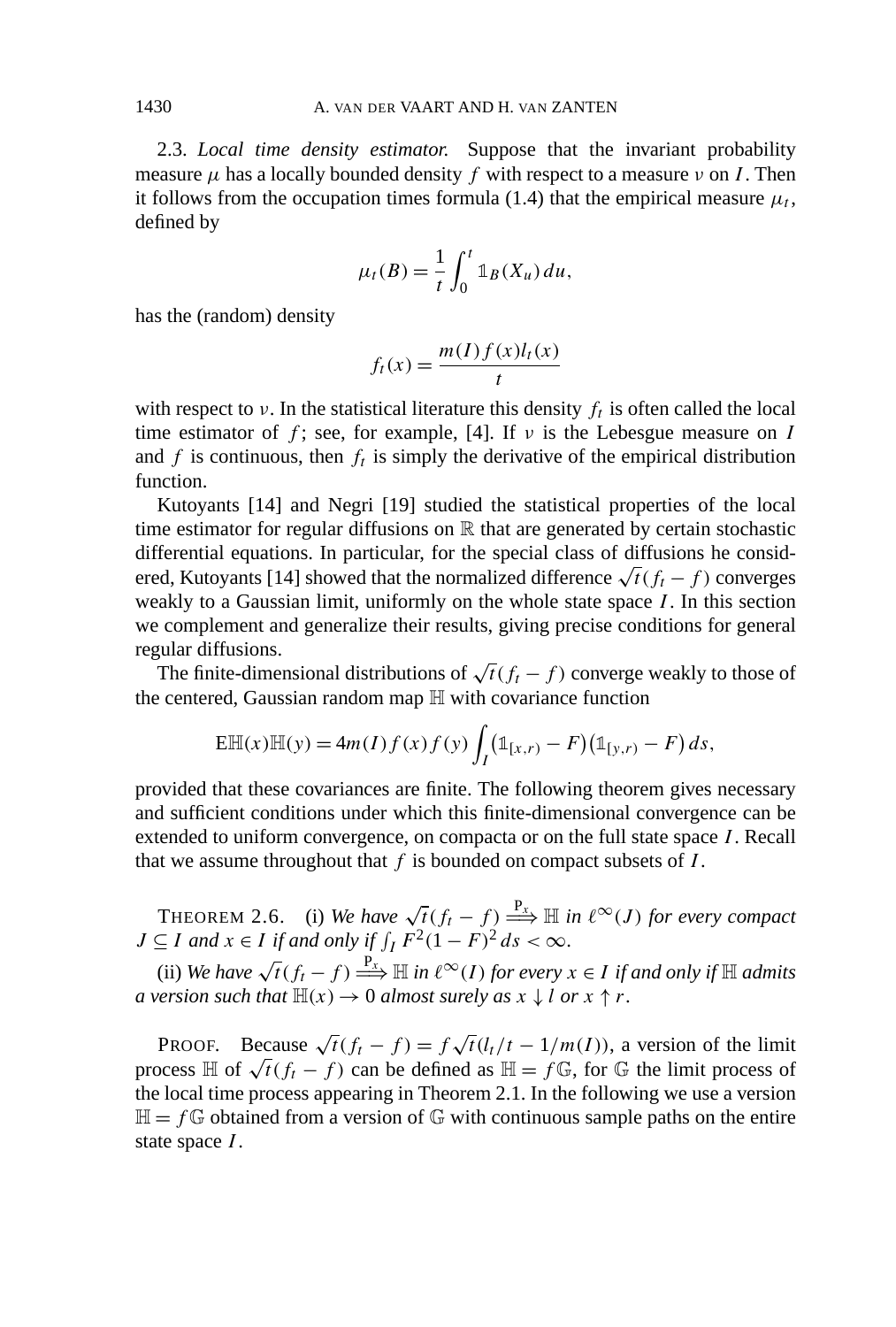2.3. *Local time density estimator.* Suppose that the invariant probability measure $\mu$ has a locally bounded density $f$ with respect to a measure $\nu$ on $I$. Then it follows from the occupation times formula (1.4) that the empirical measure $\mu_t$, defined by

$$\mu_t(B) = \frac{1}{t}\int_0^t \mathbb{1}_B(X_u)\,du,$$

has the (random) density

$$f_t(x) = \frac{m(I)f(x)l_t(x)}{t}$$

with respect to $\nu$. In the statistical literature this density $f_t$ is often called the local time estimator of $f$; see, for example, [4]. If $\nu$ is the Lebesgue measure on $I$ and $f$ is continuous, then $f_t$ is simply the derivative of the empirical distribution function.

Kutoyants [14] and Negri [19] studied the statistical properties of the local time estimator for regular diffusions on $\mathbb{R}$ that are generated by certain stochastic differential equations. In particular, for the special class of diffusions he considered, Kutoyants [14] showed that the normalized difference $\sqrt{t}(f_t - f)$ converges weakly to a Gaussian limit, uniformly on the whole state space $I$. In this section we complement and generalize their results, giving precise conditions for general regular diffusions.

The finite-dimensional distributions of $\sqrt{t}(f_t - f)$ converge weakly to those of the centered, Gaussian random map $\mathbb{H}$ with covariance function

$$\mathrm{E}\mathbb{H}(x)\mathbb{H}(y) = 4m(I)f(x)f(y)\int_I \big(\mathbb{1}_{[x,r)} - F\big)\big(\mathbb{1}_{[y,r)} - F\big)\,ds,$$

provided that these covariances are finite. The following theorem gives necessary and sufficient conditions under which this finite-dimensional convergence can be extended to uniform convergence, on compacta or on the full state space $I$. Recall that we assume throughout that $f$ is bounded on compact subsets of $I$.

THEOREM 2.6. (i) *We have* $\sqrt{t}(f_t - f) \overset{\mathrm{P}_x}{\Longrightarrow} \mathbb{H}$ *in* $\ell^\infty(J)$ *for every compact* $J \subseteq I$ *and* $x \in I$ *if and only if* $\int_I F^2(1-F)^2\,ds < \infty$.

(ii) *We have* $\sqrt{t}(f_t - f) \overset{\mathrm{P}_x}{\Longrightarrow} \mathbb{H}$ *in* $\ell^\infty(I)$ *for every* $x \in I$ *if and only if* $\mathbb{H}$ *admits a version such that* $\mathbb{H}(x) \to 0$ *almost surely as* $x \downarrow l$ *or* $x \uparrow r$.

PROOF. Because $\sqrt{t}(f_t - f) = f\sqrt{t}(l_t/t - 1/m(I))$, a version of the limit process $\mathbb{H}$ of $\sqrt{t}(f_t - f)$ can be defined as $\mathbb{H} = f\mathbb{G}$, for $\mathbb{G}$ the limit process of the local time process appearing in Theorem 2.1. In the following we use a version $\mathbb{H} = f\mathbb{G}$ obtained from a version of $\mathbb{G}$ with continuous sample paths on the entire state space $I$.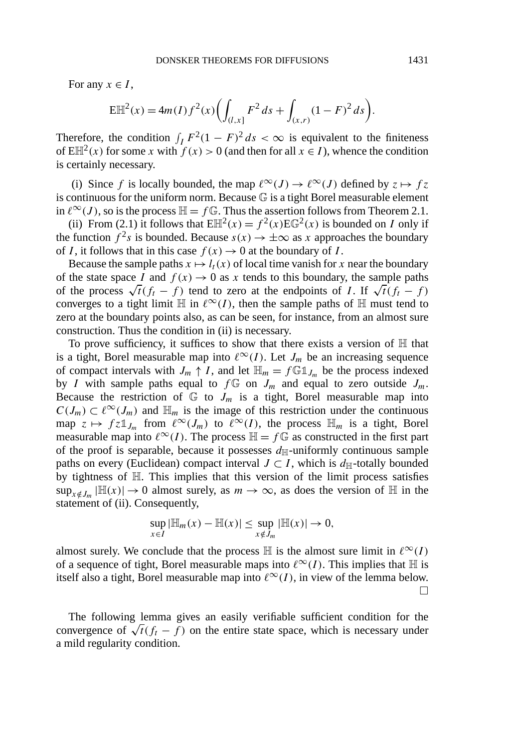For any $x \in I$,

$$\mathrm{E}\mathbb{H}^2(x) = 4m(I) f^2(x)\biggl(\int_{(l,x]} F^2\, ds + \int_{(x,r)} (1-F)^2\, ds\biggr).$$

Therefore, the condition $\int_I F^2(1-F)^2\, ds < \infty$ is equivalent to the finiteness of $\mathrm{E}\mathbb{H}^2(x)$ for some $x$ with $f(x) > 0$ (and then for all $x \in I$), whence the condition is certainly necessary.

(i) Since $f$ is locally bounded, the map $\ell^\infty(J) \to \ell^\infty(J)$ defined by $z \mapsto fz$ is continuous for the uniform norm. Because $\mathbb{G}$ is a tight Borel measurable element in $\ell^\infty(J)$, so is the process $\mathbb{H} = f\mathbb{G}$. Thus the assertion follows from Theorem 2.1.

(ii) From (2.1) it follows that $\mathrm{E}\mathbb{H}^2(x) = f^2(x)\mathrm{E}\mathbb{G}^2(x)$ is bounded on $I$ only if the function $f^2 s$ is bounded. Because $s(x) \to \pm\infty$ as $x$ approaches the boundary of $I$, it follows that in this case $f(x) \to 0$ at the boundary of $I$.

Because the sample paths $x \mapsto l_t(x)$ of local time vanish for $x$ near the boundary of the state space $I$ and $f(x) \to 0$ as $x$ tends to this boundary, the sample paths of the process $\sqrt{t}(f_t - f)$ tend to zero at the endpoints of $I$. If $\sqrt{t}(f_t - f)$ converges to a tight limit $\mathbb{H}$ in $\ell^\infty(I)$, then the sample paths of $\mathbb{H}$ must tend to zero at the boundary points also, as can be seen, for instance, from an almost sure construction. Thus the condition in (ii) is necessary.

To prove sufficiency, it suffices to show that there exists a version of $\mathbb{H}$ that is a tight, Borel measurable map into $\ell^\infty(I)$. Let $J_m$ be an increasing sequence of compact intervals with $J_m \uparrow I$, and let $\mathbb{H}_m = f\mathbb{G}1_{J_m}$ be the process indexed by $I$ with sample paths equal to $f\mathbb{G}$ on $J_m$ and equal to zero outside $J_m$. Because the restriction of $\mathbb{G}$ to $J_m$ is a tight, Borel measurable map into $C(J_m) \subset \ell^\infty(J_m)$ and $\mathbb{H}_m$ is the image of this restriction under the continuous map $z \mapsto fz1_{J_m}$ from $\ell^\infty(J_m)$ to $\ell^\infty(I)$, the process $\mathbb{H}_m$ is a tight, Borel measurable map into $\ell^\infty(I)$. The process $\mathbb{H} = f\mathbb{G}$ as constructed in the first part of the proof is separable, because it possesses $d_{\mathbb{H}}$-uniformly continuous sample paths on every (Euclidean) compact interval $J \subset I$, which is $d_{\mathbb{H}}$-totally bounded by tightness of $\mathbb{H}$. This implies that this version of the limit process satisfies $\sup_{x \notin J_m} |\mathbb{H}(x)| \to 0$ almost surely, as $m \to \infty$, as does the version of $\mathbb{H}$ in the statement of (ii). Consequently,

$$\sup_{x \in I} |\mathbb{H}_m(x) - \mathbb{H}(x)| \le \sup_{x \notin J_m} |\mathbb{H}(x)| \to 0,$$

almost surely. We conclude that the process $\mathbb{H}$ is the almost sure limit in $\ell^\infty(I)$ of a sequence of tight, Borel measurable maps into $\ell^\infty(I)$. This implies that $\mathbb{H}$ is itself also a tight, Borel measurable map into $\ell^\infty(I)$, in view of the lemma below. $\square$

The following lemma gives an easily verifiable sufficient condition for the convergence of $\sqrt{t}(f_t - f)$ on the entire state space, which is necessary under a mild regularity condition.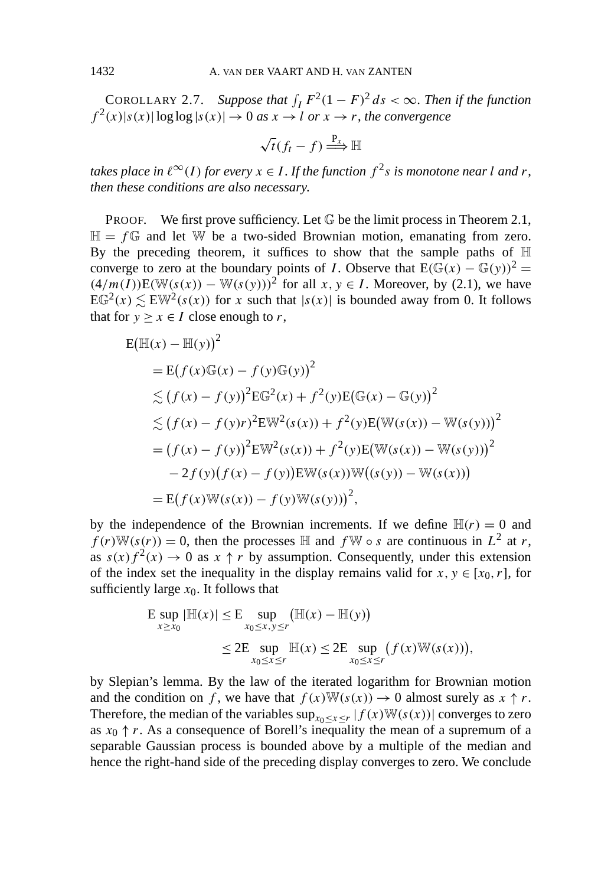COROLLARY 2.7. *Suppose that* $\int_I F^2(1-F)^2\,ds < \infty$. *Then if the function* $f^2(x)|s(x)|\log\log|s(x)| \to 0$ *as* $x \to l$ *or* $x \to r$, *the convergence*

$$\sqrt{t}(f_t - f) \overset{\mathrm{P}_x}{\Longrightarrow} \mathbb{H}$$

*takes place in* $\ell^\infty(I)$ *for every* $x \in I$. *If the function* $f^2 s$ *is monotone near* $l$ *and* $r$, *then these conditions are also necessary.*

PROOF. We first prove sufficiency. Let $\mathbb{G}$ be the limit process in Theorem 2.1, $\mathbb{H} = f\mathbb{G}$ and let $\mathbb{W}$ be a two-sided Brownian motion, emanating from zero. By the preceding theorem, it suffices to show that the sample paths of $\mathbb{H}$ converge to zero at the boundary points of $I$. Observe that $\mathrm{E}(\mathbb{G}(x) - \mathbb{G}(y))^2 = (4/m(I))\mathrm{E}(\mathbb{W}(s(x)) - \mathbb{W}(s(y)))^2$ for all $x, y \in I$. Moreover, by (2.1), we have $\mathrm{E}\mathbb{G}^2(x) \lesssim \mathrm{E}\mathbb{W}^2(s(x))$ for $x$ such that $|s(x)|$ is bounded away from 0. It follows that for $y \geq x \in I$ close enough to $r$,

$$\begin{aligned}
&\mathrm{E}\big(\mathbb{H}(x) - \mathbb{H}(y)\big)^2 \\
&\quad = \mathrm{E}\big(f(x)\mathbb{G}(x) - f(y)\mathbb{G}(y)\big)^2 \\
&\quad \lesssim \big(f(x) - f(y)\big)^2\mathrm{E}\mathbb{G}^2(x) + f^2(y)\mathrm{E}\big(\mathbb{G}(x) - \mathbb{G}(y)\big)^2 \\
&\quad \lesssim \big(f(x) - f(y)r\big)^2\mathrm{E}\mathbb{W}^2(s(x)) + f^2(y)\mathrm{E}\big(\mathbb{W}(s(x)) - \mathbb{W}(s(y))\big)^2 \\
&\quad = \big(f(x) - f(y)\big)^2\mathrm{E}\mathbb{W}^2(s(x)) + f^2(y)\mathrm{E}\big(\mathbb{W}(s(x)) - \mathbb{W}(s(y))\big)^2 \\
&\qquad - 2f(y)\big(f(x) - f(y)\big)\mathrm{E}\mathbb{W}(s(x))\mathbb{W}\big((s(y)) - \mathbb{W}(s(x))\big) \\
&\quad = \mathrm{E}\big(f(x)\mathbb{W}(s(x)) - f(y)\mathbb{W}(s(y))\big)^2,
\end{aligned}$$

by the independence of the Brownian increments. If we define $\mathbb{H}(r) = 0$ and $f(r)\mathbb{W}(s(r)) = 0$, then the processes $\mathbb{H}$ and $f\mathbb{W} \circ s$ are continuous in $L^2$ at $r$, as $s(x)f^2(x) \to 0$ as $x \uparrow r$ by assumption. Consequently, under this extension of the index set the inequality in the display remains valid for $x, y \in [x_0, r]$, for sufficiently large $x_0$. It follows that

$$\begin{aligned}
\mathrm{E}\sup_{x \geq x_0}|\mathbb{H}(x)| &\leq \mathrm{E}\sup_{x_0 \leq x, y \leq r}\big(\mathbb{H}(x) - \mathbb{H}(y)\big) \\
&\leq 2\mathrm{E}\sup_{x_0 \leq x \leq r}\mathbb{H}(x) \leq 2\mathrm{E}\sup_{x_0 \leq x \leq r}\big(f(x)\mathbb{W}(s(x))\big),
\end{aligned}$$

by Slepian's lemma. By the law of the iterated logarithm for Brownian motion and the condition on $f$, we have that $f(x)\mathbb{W}(s(x)) \to 0$ almost surely as $x \uparrow r$. Therefore, the median of the variables $\sup_{x_0 \leq x \leq r}|f(x)\mathbb{W}(s(x))|$ converges to zero as $x_0 \uparrow r$. As a consequence of Borell's inequality the mean of a supremum of a separable Gaussian process is bounded above by a multiple of the median and hence the right-hand side of the preceding display converges to zero. We conclude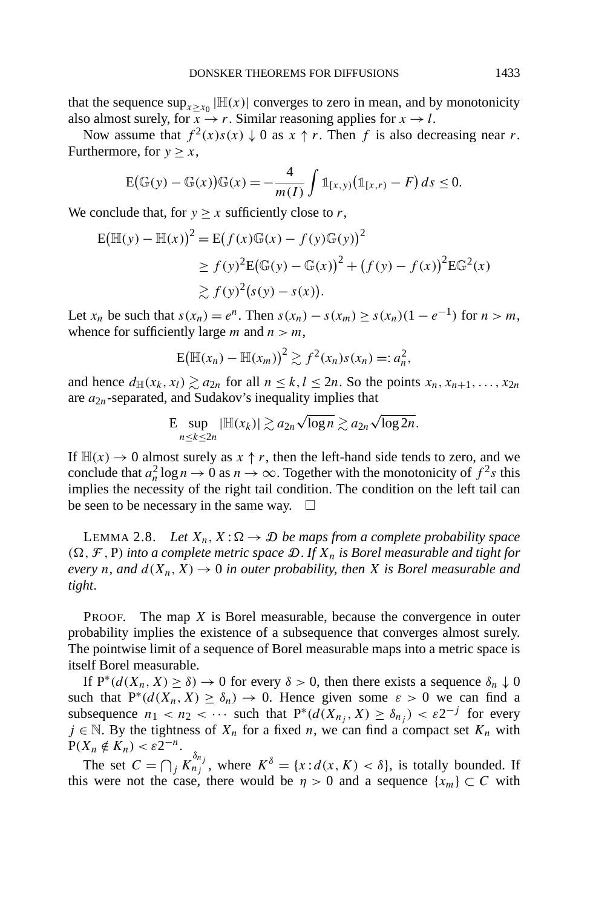that the sequence $\sup_{x\ge x_0}|\mathbb{H}(x)|$ converges to zero in mean, and by monotonicity also almost surely, for $x \to r$. Similar reasoning applies for $x \to l$.

Now assume that $f^2(x)s(x) \downarrow 0$ as $x \uparrow r$. Then $f$ is also decreasing near $r$. Furthermore, for $y \ge x$,

$$\mathrm{E}\big(\mathbb{G}(y) - \mathbb{G}(x)\big)\mathbb{G}(x) = -\frac{4}{m(I)}\int \mathbb{1}_{[x,y)}\big(\mathbb{1}_{[x,r)} - F\big)\,ds \le 0.$$

We conclude that, for $y \ge x$ sufficiently close to $r$,

$$\begin{aligned}
\mathrm{E}\big(\mathbb{H}(y) - \mathbb{H}(x)\big)^2 &= \mathrm{E}\big(f(x)\mathbb{G}(x) - f(y)\mathbb{G}(y)\big)^2 \\
&\ge f(y)^2\mathrm{E}\big(\mathbb{G}(y) - \mathbb{G}(x)\big)^2 + \big(f(y) - f(x)\big)^2\mathrm{E}\mathbb{G}^2(x) \\
&\gtrsim f(y)^2\big(s(y) - s(x)\big).
\end{aligned}$$

Let $x_n$ be such that $s(x_n) = e^n$. Then $s(x_n) - s(x_m) \ge s(x_n)(1 - e^{-1})$ for $n > m$, whence for sufficiently large $m$ and $n > m$,

$$\mathrm{E}\big(\mathbb{H}(x_n) - \mathbb{H}(x_m)\big)^2 \gtrsim f^2(x_n)s(x_n) =: a_n^2,$$

and hence $d_{\mathbb{H}}(x_k, x_l) \gtrsim a_{2n}$ for all $n \le k, l \le 2n$. So the points $x_n, x_{n+1}, \dots, x_{2n}$ are $a_{2n}$-separated, and Sudakov's inequality implies that

$$\mathrm{E}\sup_{n\le k\le 2n}|\mathbb{H}(x_k)| \gtrsim a_{2n}\sqrt{\log n} \gtrsim a_{2n}\sqrt{\log 2n}.$$

If $\mathbb{H}(x) \to 0$ almost surely as $x \uparrow r$, then the left-hand side tends to zero, and we conclude that $a_n^2 \log n \to 0$ as $n \to \infty$. Together with the monotonicity of $f^2 s$ this implies the necessity of the right tail condition. The condition on the left tail can be seen to be necessary in the same way. $\square$

LEMMA 2.8. *Let $X_n, X : \Omega \to \mathcal{D}$ be maps from a complete probability space $(\Omega, \mathcal{F}, \mathrm{P})$ into a complete metric space $\mathcal{D}$. If $X_n$ is Borel measurable and tight for every $n$, and $d(X_n, X) \to 0$ in outer probability, then $X$ is Borel measurable and tight.*

PROOF. The map $X$ is Borel measurable, because the convergence in outer probability implies the existence of a subsequence that converges almost surely. The pointwise limit of a sequence of Borel measurable maps into a metric space is itself Borel measurable.

If $\mathrm{P}^*(d(X_n, X) \ge \delta) \to 0$ for every $\delta > 0$, then there exists a sequence $\delta_n \downarrow 0$ such that $\mathrm{P}^*(d(X_n, X) \ge \delta_n) \to 0$. Hence given some $\varepsilon > 0$ we can find a subsequence $n_1 < n_2 < \cdots$ such that $\mathrm{P}^*(d(X_{n_j}, X) \ge \delta_{n_j}) < \varepsilon 2^{-j}$ for every $j \in \mathbb{N}$. By the tightness of $X_n$ for a fixed $n$, we can find a compact set $K_n$ with $\mathrm{P}(X_n \notin K_n) < \varepsilon 2^{-n}$.

The set $C = \bigcap_j K_{n_j}^{\delta_{n_j}}$, where $K^\delta = \{x : d(x, K) < \delta\}$, is totally bounded. If this were not the case, there would be $\eta > 0$ and a sequence $\{x_m\} \subset C$ with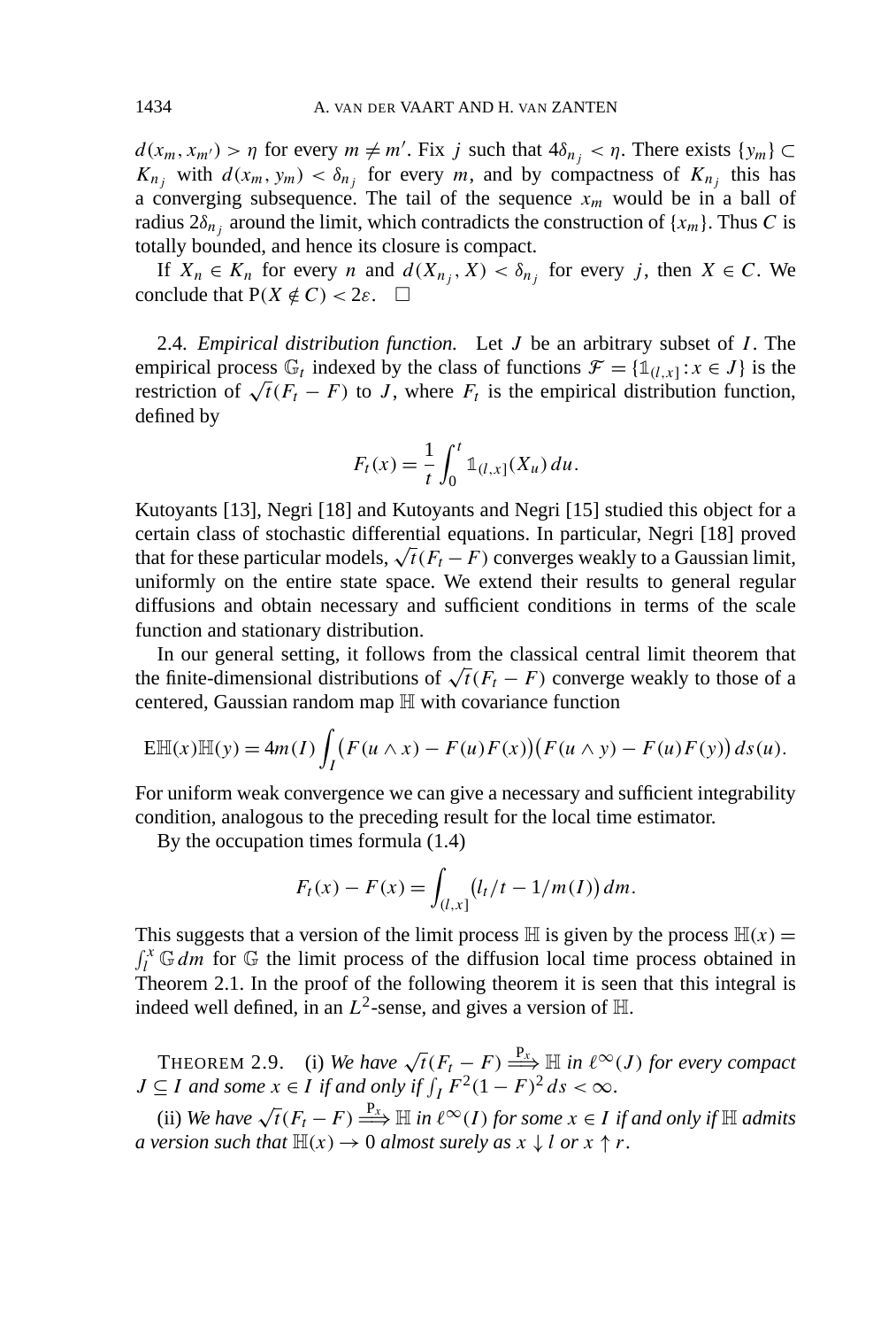$d(x_m, x_{m'}) > \eta$ for every $m \neq m'$. Fix $j$ such that $4\delta_{n_j} < \eta$. There exists $\{y_m\} \subset K_{n_j}$ with $d(x_m, y_m) < \delta_{n_j}$ for every $m$, and by compactness of $K_{n_j}$ this has a converging subsequence. The tail of the sequence $x_m$ would be in a ball of radius $2\delta_{n_j}$ around the limit, which contradicts the construction of $\{x_m\}$. Thus $C$ is totally bounded, and hence its closure is compact.

If $X_n \in K_n$ for every $n$ and $d(X_{n_j}, X) < \delta_{n_j}$ for every $j$, then $X \in C$. We conclude that $\mathrm{P}(X \notin C) < 2\varepsilon$. $\square$

2.4. *Empirical distribution function.* Let $J$ be an arbitrary subset of $I$. The empirical process $\mathbb{G}_t$ indexed by the class of functions $\mathcal{F} = \{\mathbb{1}_{(l,x]} : x \in J\}$ is the restriction of $\sqrt{t}(F_t - F)$ to $J$, where $F_t$ is the empirical distribution function, defined by

$$F_t(x) = \frac{1}{t}\int_0^t \mathbb{1}_{(l,x]}(X_u)\,du.$$

Kutoyants [13], Negri [18] and Kutoyants and Negri [15] studied this object for a certain class of stochastic differential equations. In particular, Negri [18] proved that for these particular models, $\sqrt{t}(F_t - F)$ converges weakly to a Gaussian limit, uniformly on the entire state space. We extend their results to general regular diffusions and obtain necessary and sufficient conditions in terms of the scale function and stationary distribution.

In our general setting, it follows from the classical central limit theorem that the finite-dimensional distributions of $\sqrt{t}(F_t - F)$ converge weakly to those of a centered, Gaussian random map $\mathbb{H}$ with covariance function

$$\mathrm{E}\mathbb{H}(x)\mathbb{H}(y) = 4m(I)\int_I \big(F(u \wedge x) - F(u)F(x)\big)\big(F(u \wedge y) - F(u)F(y)\big)\,ds(u).$$

For uniform weak convergence we can give a necessary and sufficient integrability condition, analogous to the preceding result for the local time estimator.

By the occupation times formula (1.4)

$$F_t(x) - F(x) = \int_{(l,x]} \big(l_t/t - 1/m(I)\big)\,dm.$$

This suggests that a version of the limit process $\mathbb{H}$ is given by the process $\mathbb{H}(x) = \int_l^x \mathbb{G}\,dm$ for $\mathbb{G}$ the limit process of the diffusion local time process obtained in Theorem 2.1. In the proof of the following theorem it is seen that this integral is indeed well defined, in an $L^2$-sense, and gives a version of $\mathbb{H}$.

THEOREM 2.9. (i) *We have* $\sqrt{t}(F_t - F) \xrightarrow{\mathrm{P}_x} \mathbb{H}$ *in* $\ell^\infty(J)$ *for every compact* $J \subseteq I$ *and some* $x \in I$ *if and only if* $\int_I F^2(1-F)^2\,ds < \infty$.

(ii) *We have* $\sqrt{t}(F_t - F) \xrightarrow{\mathrm{P}_x} \mathbb{H}$ *in* $\ell^\infty(I)$ *for some* $x \in I$ *if and only if* $\mathbb{H}$ *admits a version such that* $\mathbb{H}(x) \to 0$ *almost surely as* $x \downarrow l$ *or* $x \uparrow r$.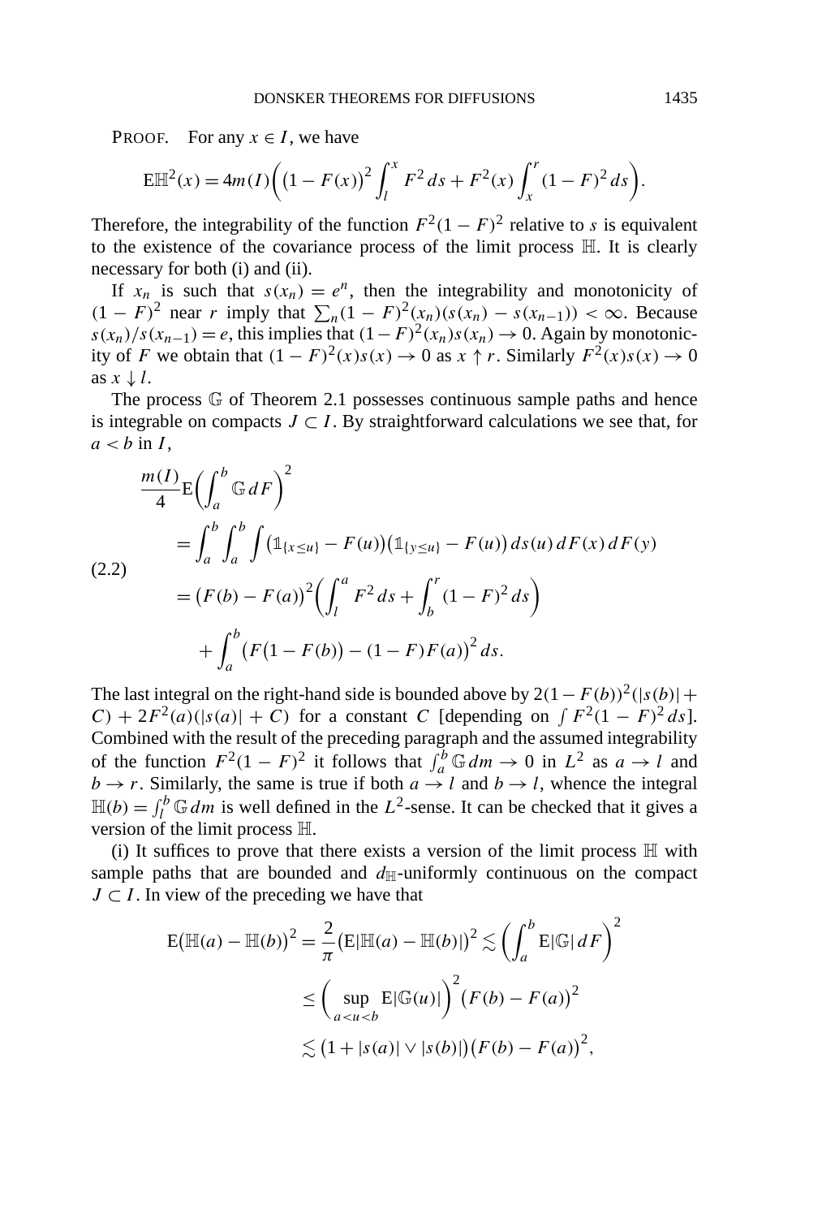PROOF. For any $x \in I$, we have

$$\mathrm{E}\mathbb{H}^2(x) = 4m(I)\left(\left(1 - F(x)\right)^2 \int_l^x F^2\,ds + F^2(x) \int_x^r (1-F)^2\,ds\right).$$

Therefore, the integrability of the function $F^2(1-F)^2$ relative to $s$ is equivalent to the existence of the covariance process of the limit process $\mathbb{H}$. It is clearly necessary for both (i) and (ii).

If $x_n$ is such that $s(x_n) = e^n$, then the integrability and monotonicity of $(1-F)^2$ near $r$ imply that $\sum_n (1-F)^2(x_n)(s(x_n) - s(x_{n-1})) < \infty$. Because $s(x_n)/s(x_{n-1}) = e$, this implies that $(1-F)^2(x_n)s(x_n) \to 0$. Again by monotonicity of $F$ we obtain that $(1-F)^2(x)s(x) \to 0$ as $x \uparrow r$. Similarly $F^2(x)s(x) \to 0$ as $x \downarrow l$.

The process $\mathbb{G}$ of Theorem 2.1 possesses continuous sample paths and hence is integrable on compacts $J \subset I$. By straightforward calculations we see that, for $a < b$ in $I$,

$$\begin{aligned}
&\frac{m(I)}{4}\mathrm{E}\left(\int_a^b \mathbb{G}\,dF\right)^2 \\
&\quad = \int_a^b \int_a^b \int \left(\mathbb{1}_{\{x \le u\}} - F(u)\right)\left(\mathbb{1}_{\{y \le u\}} - F(u)\right) ds(u)\,dF(x)\,dF(y) \\
&\quad = \left(F(b) - F(a)\right)^2 \left(\int_l^a F^2\,ds + \int_b^r (1-F)^2\,ds\right) \\
&\qquad + \int_a^b \left(F\left(1 - F(b)\right) - (1-F)F(a)\right)^2 ds.
\end{aligned} \tag{2.2}$$

The last integral on the right-hand side is bounded above by $2(1-F(b))^2(|s(b)| + C) + 2F^2(a)(|s(a)| + C)$ for a constant $C$ [depending on $\int F^2(1-F)^2\,ds$]. Combined with the result of the preceding paragraph and the assumed integrability of the function $F^2(1-F)^2$ it follows that $\int_a^b \mathbb{G}\,dm \to 0$ in $L^2$ as $a \to l$ and $b \to r$. Similarly, the same is true if both $a \to l$ and $b \to l$, whence the integral $\mathbb{H}(b) = \int_l^b \mathbb{G}\,dm$ is well defined in the $L^2$-sense. It can be checked that it gives a version of the limit process $\mathbb{H}$.

(i) It suffices to prove that there exists a version of the limit process $\mathbb{H}$ with sample paths that are bounded and $d_{\mathbb{H}}$-uniformly continuous on the compact $J \subset I$. In view of the preceding we have that

$$\begin{aligned}
\mathrm{E}\left(\mathbb{H}(a) - \mathbb{H}(b)\right)^2 &= \frac{2}{\pi}\left(\mathrm{E}|\mathbb{H}(a) - \mathbb{H}(b)|\right)^2 \lesssim \left(\int_a^b \mathrm{E}|\mathbb{G}|\,dF\right)^2 \\
&\le \left(\sup_{a<u<b} \mathrm{E}|\mathbb{G}(u)|\right)^2 \left(F(b) - F(a)\right)^2 \\
&\lesssim \left(1 + |s(a)| \vee |s(b)|\right)\left(F(b) - F(a)\right)^2,
\end{aligned}$$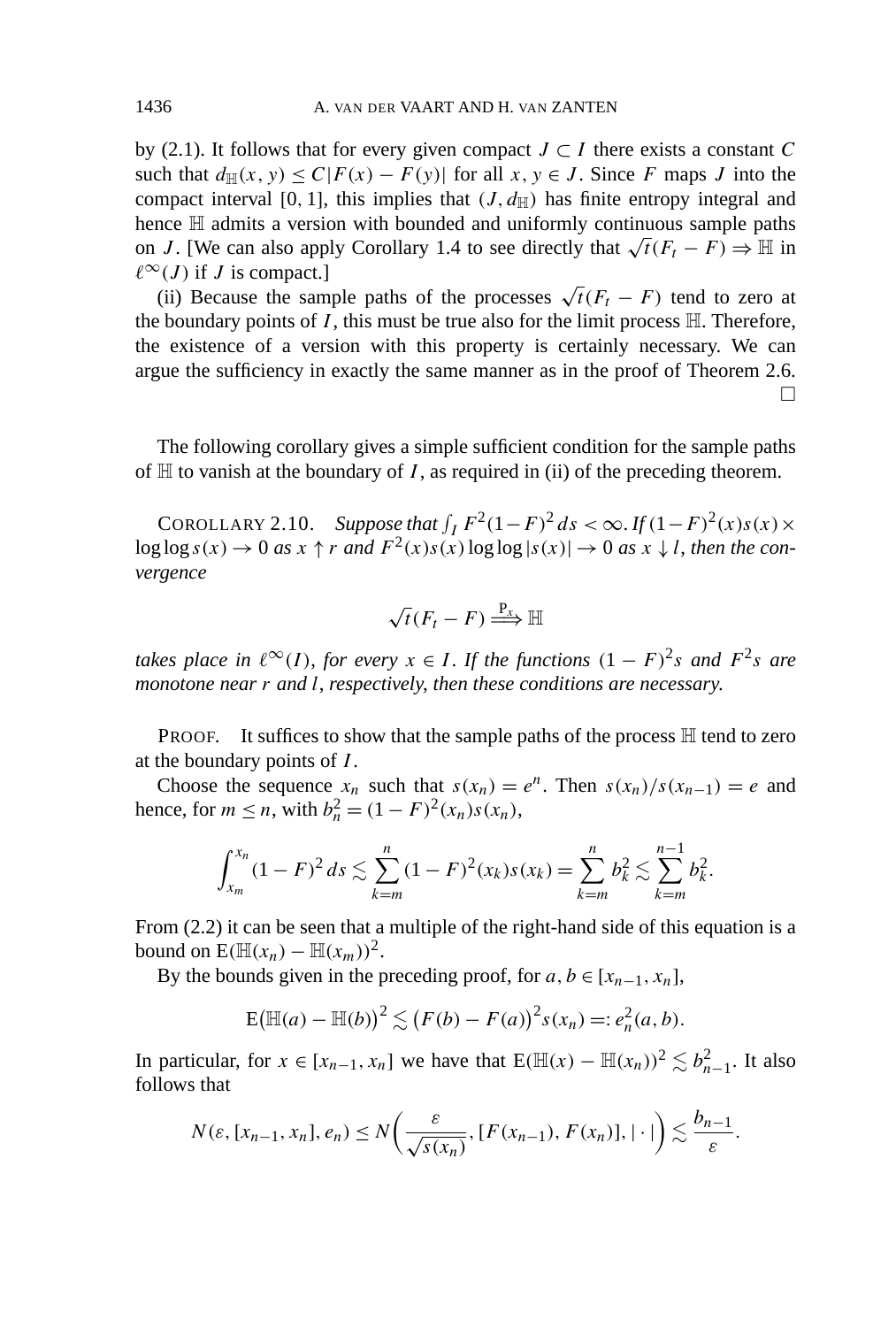by (2.1). It follows that for every given compact $J \subset I$ there exists a constant $C$ such that $d_{\mathbb{H}}(x, y) \le C|F(x) - F(y)|$ for all $x, y \in J$. Since $F$ maps $J$ into the compact interval $[0, 1]$, this implies that $(J, d_{\mathbb{H}})$ has finite entropy integral and hence $\mathbb{H}$ admits a version with bounded and uniformly continuous sample paths on $J$. [We can also apply Corollary 1.4 to see directly that $\sqrt{t}(F_t - F) \Rightarrow \mathbb{H}$ in $\ell^\infty(J)$ if $J$ is compact.]

(ii) Because the sample paths of the processes $\sqrt{t}(F_t - F)$ tend to zero at the boundary points of $I$, this must be true also for the limit process $\mathbb{H}$. Therefore, the existence of a version with this property is certainly necessary. We can argue the sufficiency in exactly the same manner as in the proof of Theorem 2.6. □

The following corollary gives a simple sufficient condition for the sample paths of $\mathbb{H}$ to vanish at the boundary of $I$, as required in (ii) of the preceding theorem.

COROLLARY 2.10. *Suppose that* $\int_I F^2(1-F)^2\,ds < \infty$. *If* $(1-F)^2(x)s(x) \times \log\log s(x) \to 0$ *as* $x \uparrow r$ *and* $F^2(x)s(x)\log\log|s(x)| \to 0$ *as* $x \downarrow l$, *then the convergence*

$$\sqrt{t}(F_t - F) \overset{\mathrm{P}_x}{\Longrightarrow} \mathbb{H}$$

*takes place in* $\ell^\infty(I)$, *for every* $x \in I$. *If the functions* $(1-F)^2 s$ *and* $F^2 s$ *are monotone near* $r$ *and* $l$, *respectively, then these conditions are necessary.*

PROOF. It suffices to show that the sample paths of the process $\mathbb{H}$ tend to zero at the boundary points of $I$.

Choose the sequence $x_n$ such that $s(x_n) = e^n$. Then $s(x_n)/s(x_{n-1}) = e$ and hence, for $m \le n$, with $b_n^2 = (1-F)^2(x_n)s(x_n)$,

$$\int_{x_m}^{x_n} (1-F)^2\,ds \lesssim \sum_{k=m}^{n} (1-F)^2(x_k)s(x_k) = \sum_{k=m}^{n} b_k^2 \lesssim \sum_{k=m}^{n-1} b_k^2.$$

From (2.2) it can be seen that a multiple of the right-hand side of this equation is a bound on $\mathrm{E}(\mathbb{H}(x_n) - \mathbb{H}(x_m))^2$.

By the bounds given in the preceding proof, for $a, b \in [x_{n-1}, x_n]$,

$$\mathrm{E}\big(\mathbb{H}(a) - \mathbb{H}(b)\big)^2 \lesssim \big(F(b) - F(a)\big)^2 s(x_n) =: e_n^2(a, b).$$

In particular, for $x \in [x_{n-1}, x_n]$ we have that $\mathrm{E}(\mathbb{H}(x) - \mathbb{H}(x_n))^2 \lesssim b_{n-1}^2$. It also follows that

$$N(\varepsilon, [x_{n-1}, x_n], e_n) \le N\bigg(\frac{\varepsilon}{\sqrt{s(x_n)}}, [F(x_{n-1}), F(x_n)], |\cdot|\bigg) \lesssim \frac{b_{n-1}}{\varepsilon}.$$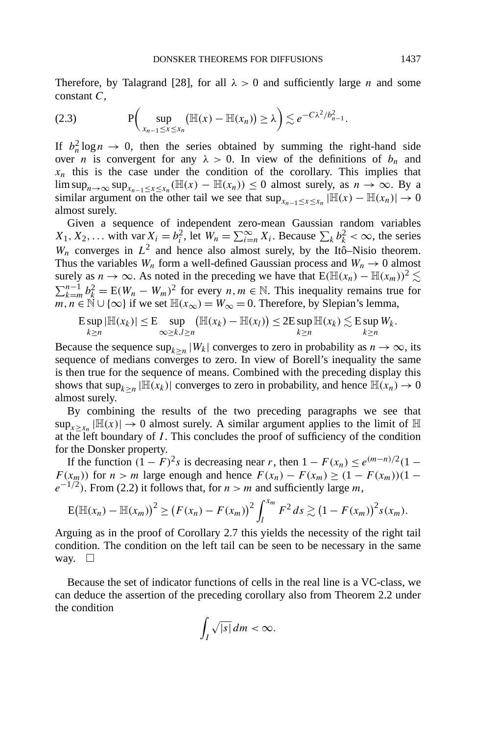Therefore, by Talagrand [28], for all $\lambda > 0$ and sufficiently large $n$ and some constant $C$,

$$\mathrm{P}\Big(\sup_{x_{n-1} \le x \le x_n} \big(\mathbb{H}(x) - \mathbb{H}(x_n)\big) \ge \lambda\Big) \lesssim e^{-C\lambda^2/b_{n-1}^2}. \tag{2.3}$$

If $b_n^2 \log n \to 0$, then the series obtained by summing the right-hand side over $n$ is convergent for any $\lambda > 0$. In view of the definitions of $b_n$ and $x_n$ this is the case under the condition of the corollary. This implies that $\limsup_{n\to\infty} \sup_{x_{n-1}\le x\le x_n}(\mathbb{H}(x) - \mathbb{H}(x_n)) \le 0$ almost surely, as $n \to \infty$. By a similar argument on the other tail we see that $\sup_{x_{n-1}\le x\le x_n} |\mathbb{H}(x) - \mathbb{H}(x_n)| \to 0$ almost surely.

Given a sequence of independent zero-mean Gaussian random variables $X_1, X_2, \dots$ with $\operatorname{var} X_i = b_i^2$, let $W_n = \sum_{i=n}^\infty X_i$. Because $\sum_k b_k^2 < \infty$, the series $W_n$ converges in $L^2$ and hence also almost surely, by the Itô–Nisio theorem. Thus the variables $W_n$ form a well-defined Gaussian process and $W_n \to 0$ almost surely as $n \to \infty$. As noted in the preceding we have that $\mathrm{E}(\mathbb{H}(x_n) - \mathbb{H}(x_m))^2 \lesssim \sum_{k=m}^{n-1} b_k^2 = \mathrm{E}(W_n - W_m)^2$ for every $n, m \in \mathbb{N}$. This inequality remains true for $m, n \in \mathbb{N} \cup \{\infty\}$ if we set $\mathbb{H}(x_\infty) = W_\infty = 0$. Therefore, by Slepian's lemma,

$$\mathrm{E}\sup_{k\ge n} |\mathbb{H}(x_k)| \le \mathrm{E} \sup_{\infty \ge k, l \ge n} \big(\mathbb{H}(x_k) - \mathbb{H}(x_l)\big) \le 2\mathrm{E}\sup_{k\ge n} \mathbb{H}(x_k) \lesssim \mathrm{E}\sup_{k\ge n} W_k.$$

Because the sequence $\sup_{k\ge n} |W_k|$ converges to zero in probability as $n \to \infty$, its sequence of medians converges to zero. In view of Borell's inequality the same is then true for the sequence of means. Combined with the preceding display this shows that $\sup_{k\ge n} |\mathbb{H}(x_k)|$ converges to zero in probability, and hence $\mathbb{H}(x_n) \to 0$ almost surely.

By combining the results of the two preceding paragraphs we see that $\sup_{x\ge x_n} |\mathbb{H}(x)| \to 0$ almost surely. A similar argument applies to the limit of $\mathbb{H}$ at the left boundary of $I$. This concludes the proof of sufficiency of the condition for the Donsker property.

If the function $(1 - F)^2 s$ is decreasing near $r$, then $1 - F(x_n) \le e^{(m-n)/2}(1 - F(x_m))$ for $n > m$ large enough and hence $F(x_n) - F(x_m) \ge (1 - F(x_m))(1 - e^{-1/2})$. From (2.2) it follows that, for $n > m$ and sufficiently large $m$,

$$\mathrm{E}\big(\mathbb{H}(x_n) - \mathbb{H}(x_m)\big)^2 \ge \big(F(x_n) - F(x_m)\big)^2 \int_l^{x_m} F^2\, ds \gtrsim \big(1 - F(x_m)\big)^2 s(x_m).$$

Arguing as in the proof of Corollary 2.7 this yields the necessity of the right tail condition. The condition on the left tail can be seen to be necessary in the same way. $\square$

Because the set of indicator functions of cells in the real line is a VC-class, we can deduce the assertion of the preceding corollary also from Theorem 2.2 under the condition

$$\int_I \sqrt{|s|}\, dm < \infty.$$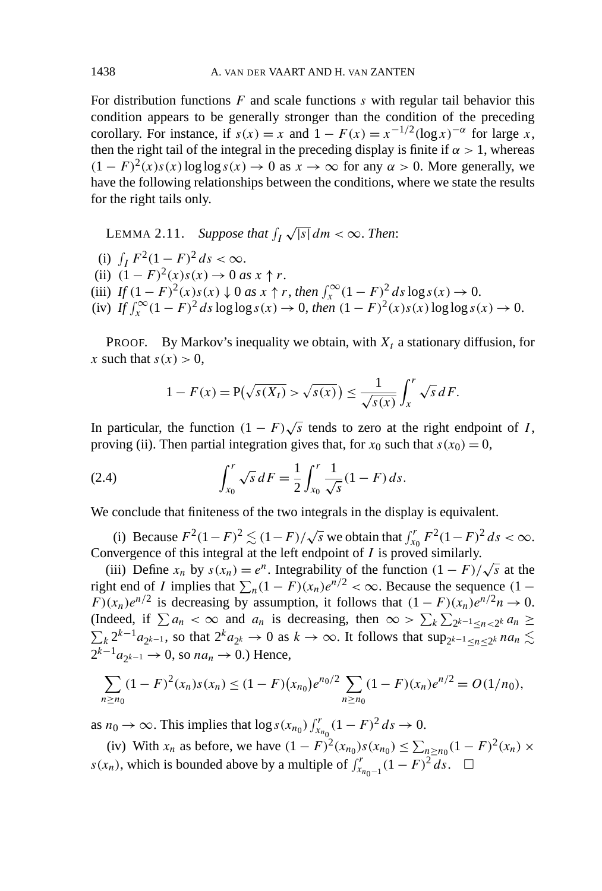For distribution functions $F$ and scale functions $s$ with regular tail behavior this condition appears to be generally stronger than the condition of the preceding corollary. For instance, if $s(x) = x$ and $1 - F(x) = x^{-1/2}(\log x)^{-\alpha}$ for large $x$, then the right tail of the integral in the preceding display is finite if $\alpha > 1$, whereas $(1 - F)^2(x)s(x) \log\log s(x) \to 0$ as $x \to \infty$ for any $\alpha > 0$. More generally, we have the following relationships between the conditions, where we state the results for the right tails only.

LEMMA 2.11. *Suppose that* $\int_I \sqrt{|s|}\, dm < \infty$. *Then*:

(i) $\int_I F^2(1 - F)^2\, ds < \infty$.
(ii) $(1 - F)^2(x)s(x) \to 0$ *as* $x \uparrow r$.
(iii) *If* $(1 - F)^2(x)s(x) \downarrow 0$ *as* $x \uparrow r$, *then* $\int_x^\infty (1 - F)^2\, ds \log s(x) \to 0$.
(iv) *If* $\int_x^\infty (1 - F)^2\, ds \log\log s(x) \to 0$, *then* $(1 - F)^2(x)s(x) \log\log s(x) \to 0$.

PROOF. By Markov's inequality we obtain, with $X_t$ a stationary diffusion, for $x$ such that $s(x) > 0$,

$$1 - F(x) = \mathrm{P}\big(\sqrt{s(X_t)} > \sqrt{s(x)}\big) \le \frac{1}{\sqrt{s(x)}} \int_x^r \sqrt{s}\, dF.$$

In particular, the function $(1 - F)\sqrt{s}$ tends to zero at the right endpoint of $I$, proving (ii). Then partial integration gives that, for $x_0$ such that $s(x_0) = 0$,

$$\int_{x_0}^r \sqrt{s}\, dF = \frac{1}{2} \int_{x_0}^r \frac{1}{\sqrt{s}}(1 - F)\, ds. \tag{2.4}$$

We conclude that finiteness of the two integrals in the display is equivalent.

(i) Because $F^2(1-F)^2 \lesssim (1-F)/\sqrt{s}$ we obtain that $\int_{x_0}^r F^2(1-F)^2\, ds < \infty$. Convergence of this integral at the left endpoint of $I$ is proved similarly.

(iii) Define $x_n$ by $s(x_n) = e^n$. Integrability of the function $(1 - F)/\sqrt{s}$ at the right end of $I$ implies that $\sum_n (1 - F)(x_n)e^{n/2} < \infty$. Because the sequence $(1 - F)(x_n)e^{n/2}$ is decreasing by assumption, it follows that $(1 - F)(x_n)e^{n/2}n \to 0$. (Indeed, if $\sum a_n < \infty$ and $a_n$ is decreasing, then $\infty > \sum_k \sum_{2^{k-1} \le n < 2^k} a_n \ge \sum_k 2^{k-1} a_{2^{k-1}}$, so that $2^k a_{2^k} \to 0$ as $k \to \infty$. It follows that $\sup_{2^{k-1} \le n \le 2^k} n a_n \lesssim 2^{k-1} a_{2^{k-1}} \to 0$, so $n a_n \to 0$.) Hence,

$$\sum_{n \ge n_0} (1 - F)^2(x_n)s(x_n) \le (1 - F)(x_{n_0})e^{n_0/2} \sum_{n \ge n_0} (1 - F)(x_n)e^{n/2} = O(1/n_0),$$

as $n_0 \to \infty$. This implies that $\log s(x_{n_0}) \int_{x_{n_0}}^r (1 - F)^2\, ds \to 0$.

(iv) With $x_n$ as before, we have $(1 - F)^2(x_{n_0})s(x_{n_0}) \le \sum_{n \ge n_0} (1 - F)^2(x_n) \times s(x_n)$, which is bounded above by a multiple of $\int_{x_{n_0 - 1}}^r (1 - F)^2\, ds$. $\square$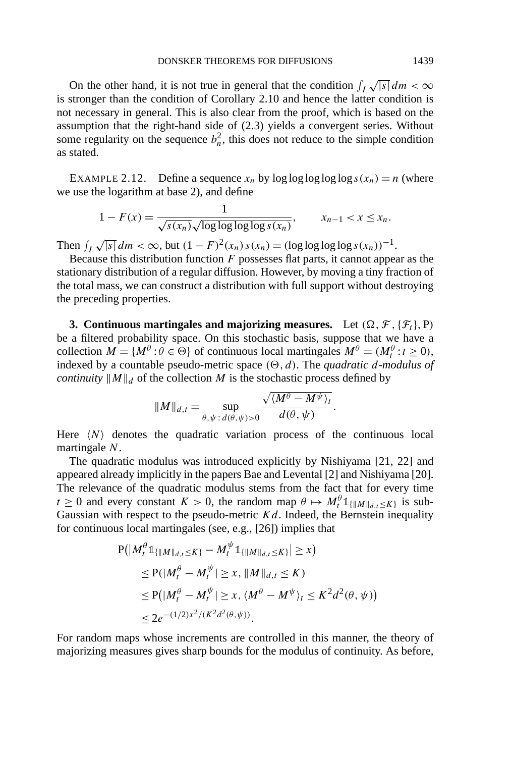On the other hand, it is not true in general that the condition $\int_I \sqrt{|s|}\,dm < \infty$ is stronger than the condition of Corollary 2.10 and hence the latter condition is not necessary in general. This is also clear from the proof, which is based on the assumption that the right-hand side of (2.3) yields a convergent series. Without some regularity on the sequence $b_n^2$, this does not reduce to the simple condition as stated.

EXAMPLE 2.12. Define a sequence $x_n$ by $\log\log\log\log\log s(x_n) = n$ (where we use the logarithm at base 2), and define

$$1 - F(x) = \frac{1}{\sqrt{s(x_n)}\sqrt{\log\log\log\log s(x_n)}}, \qquad x_{n-1} < x \le x_n.$$

Then $\int_I \sqrt{|s|}\,dm < \infty$, but $(1-F)^2(x_n)\,s(x_n) = (\log\log\log\log s(x_n))^{-1}$.

Because this distribution function $F$ possesses flat parts, it cannot appear as the stationary distribution of a regular diffusion. However, by moving a tiny fraction of the total mass, we can construct a distribution with full support without destroying the preceding properties.

**3. Continuous martingales and majorizing measures.** Let $(\Omega, \mathcal{F}, \{\mathcal{F}_t\}, \mathrm{P})$ be a filtered probability space. On this stochastic basis, suppose that we have a collection $M = \{M^\theta : \theta \in \Theta\}$ of continuous local martingales $M^\theta = (M_t^\theta : t \ge 0)$, indexed by a countable pseudo-metric space $(\Theta, d)$. The *quadratic $d$-modulus of continuity* $\|M\|_d$ of the collection $M$ is the stochastic process defined by

$$\|M\|_{d,t} = \sup_{\theta,\psi : d(\theta,\psi)>0} \frac{\sqrt{\langle M^\theta - M^\psi\rangle_t}}{d(\theta,\psi)}.$$

Here $\langle N\rangle$ denotes the quadratic variation process of the continuous local martingale $N$.

The quadratic modulus was introduced explicitly by Nishiyama [21, 22] and appeared already implicitly in the papers Bae and Levental [2] and Nishiyama [20]. The relevance of the quadratic modulus stems from the fact that for every time $t \ge 0$ and every constant $K > 0$, the random map $\theta \mapsto M_t^\theta \mathbb{1}_{\{\|M\|_{d,t} \le K\}}$ is sub-Gaussian with respect to the pseudo-metric $Kd$. Indeed, the Bernstein inequality for continuous local martingales (see, e.g., [26]) implies that

$$\begin{aligned}
&\mathrm{P}\big(|M_t^\theta \mathbb{1}_{\{\|M\|_{d,t}\le K\}} - M_t^\psi \mathbb{1}_{\{\|M\|_{d,t}\le K\}}| \ge x\big) \\
&\quad \le \mathrm{P}(|M_t^\theta - M_t^\psi| \ge x, \|M\|_{d,t} \le K) \\
&\quad \le \mathrm{P}\big(|M_t^\theta - M_t^\psi| \ge x, \langle M^\theta - M^\psi\rangle_t \le K^2 d^2(\theta,\psi)\big) \\
&\quad \le 2e^{-(1/2)x^2/(K^2 d^2(\theta,\psi))}.
\end{aligned}$$

For random maps whose increments are controlled in this manner, the theory of majorizing measures gives sharp bounds for the modulus of continuity. As before,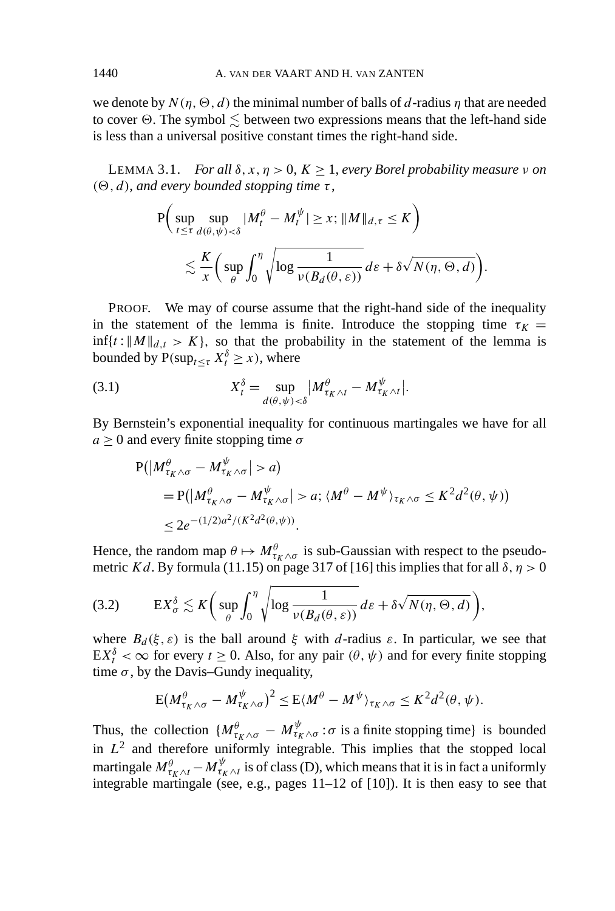we denote by $N(\eta, \Theta, d)$ the minimal number of balls of $d$-radius $\eta$ that are needed to cover $\Theta$. The symbol $\lesssim$ between two expressions means that the left-hand side is less than a universal positive constant times the right-hand side.

LEMMA 3.1. *For all $\delta, x, \eta > 0$, $K \geq 1$, every Borel probability measure $\nu$ on $(\Theta, d)$, and every bounded stopping time $\tau$,*

$$\mathrm{P}\biggl(\sup_{t \leq \tau} \sup_{d(\theta,\psi)<\delta} |M_t^\theta - M_t^\psi| \geq x; \|M\|_{d,\tau} \leq K\biggr)$$
$$\lesssim \frac{K}{x}\biggl(\sup_\theta \int_0^\eta \sqrt{\log \frac{1}{\nu(B_d(\theta,\varepsilon))}}\, d\varepsilon + \delta\sqrt{N(\eta, \Theta, d)}\biggr).$$

PROOF. We may of course assume that the right-hand side of the inequality in the statement of the lemma is finite. Introduce the stopping time $\tau_K = \inf\{t : \|M\|_{d,t} > K\}$, so that the probability in the statement of the lemma is bounded by $\mathrm{P}(\sup_{t \leq \tau} X_t^\delta \geq x)$, where

$$X_t^\delta = \sup_{d(\theta,\psi)<\delta} \bigl|M_{\tau_K \wedge t}^\theta - M_{\tau_K \wedge t}^\psi\bigr|. \tag{3.1}$$

By Bernstein's exponential inequality for continuous martingales we have for all $a \geq 0$ and every finite stopping time $\sigma$

$$\begin{aligned}
&\mathrm{P}\bigl(\bigl|M_{\tau_K\wedge\sigma}^\theta - M_{\tau_K\wedge\sigma}^\psi\bigr| > a\bigr)\\
&\quad = \mathrm{P}\bigl(\bigl|M_{\tau_K\wedge\sigma}^\theta - M_{\tau_K\wedge\sigma}^\psi\bigr| > a; \langle M^\theta - M^\psi\rangle_{\tau_K\wedge\sigma} \leq K^2 d^2(\theta,\psi)\bigr)\\
&\quad \leq 2e^{-(1/2)a^2/(K^2 d^2(\theta,\psi))}.
\end{aligned}$$

Hence, the random map $\theta \mapsto M_{\tau_K\wedge\sigma}^\theta$ is sub-Gaussian with respect to the pseudometric $Kd$. By formula (11.15) on page 317 of [16] this implies that for all $\delta, \eta > 0$

$$\mathrm{E}X_\sigma^\delta \lesssim K\biggl(\sup_\theta \int_0^\eta \sqrt{\log \frac{1}{\nu(B_d(\theta,\varepsilon))}}\, d\varepsilon + \delta\sqrt{N(\eta, \Theta, d)}\biggr), \tag{3.2}$$

where $B_d(\xi, \varepsilon)$ is the ball around $\xi$ with $d$-radius $\varepsilon$. In particular, we see that $\mathrm{E}X_t^\delta < \infty$ for every $t \geq 0$. Also, for any pair $(\theta, \psi)$ and for every finite stopping time $\sigma$, by the Davis–Gundy inequality,

$$\mathrm{E}\bigl(M_{\tau_K\wedge\sigma}^\theta - M_{\tau_K\wedge\sigma}^\psi\bigr)^2 \leq \mathrm{E}\langle M^\theta - M^\psi\rangle_{\tau_K\wedge\sigma} \leq K^2 d^2(\theta,\psi).$$

Thus, the collection $\{M_{\tau_K\wedge\sigma}^\theta - M_{\tau_K\wedge\sigma}^\psi : \sigma \text{ is a finite stopping time}\}$ is bounded in $L^2$ and therefore uniformly integrable. This implies that the stopped local martingale $M_{\tau_K\wedge t}^\theta - M_{\tau_K\wedge t}^\psi$ is of class (D), which means that it is in fact a uniformly integrable martingale (see, e.g., pages 11–12 of [10]). It is then easy to see that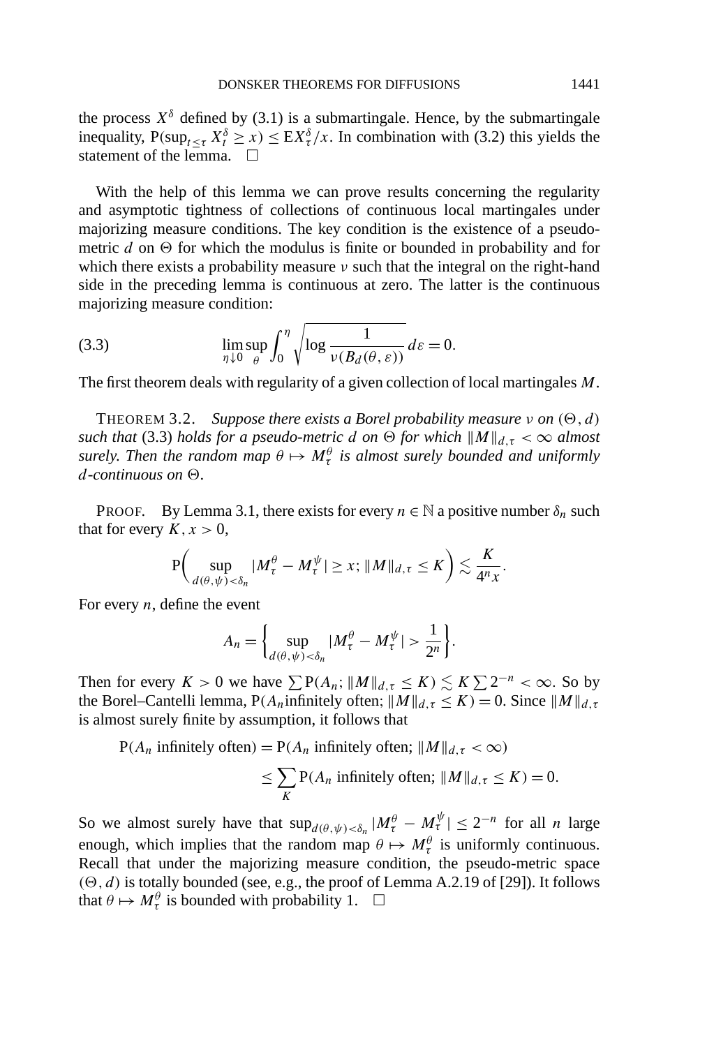the process $X^\delta$ defined by (3.1) is a submartingale. Hence, by the submartingale inequality, $\mathrm{P}(\sup_{t\leq\tau} X_t^\delta \geq x) \leq \mathrm{E}X_\tau^\delta/x$. In combination with (3.2) this yields the statement of the lemma. $\square$

With the help of this lemma we can prove results concerning the regularity and asymptotic tightness of collections of continuous local martingales under majorizing measure conditions. The key condition is the existence of a pseudo-metric $d$ on $\Theta$ for which the modulus is finite or bounded in probability and for which there exists a probability measure $\nu$ such that the integral on the right-hand side in the preceding lemma is continuous at zero. The latter is the continuous majorizing measure condition:

$$\lim_{\eta\downarrow 0} \sup_\theta \int_0^\eta \sqrt{\log \frac{1}{\nu(B_d(\theta,\varepsilon))}}\, d\varepsilon = 0. \tag{3.3}$$

The first theorem deals with regularity of a given collection of local martingales $M$.

THEOREM 3.2. *Suppose there exists a Borel probability measure $\nu$ on $(\Theta, d)$ such that* (3.3) *holds for a pseudo-metric $d$ on $\Theta$ for which $\|M\|_{d,\tau} < \infty$ almost surely. Then the random map $\theta \mapsto M_\tau^\theta$ is almost surely bounded and uniformly $d$-continuous on $\Theta$.*

PROOF. By Lemma 3.1, there exists for every $n \in \mathbb{N}$ a positive number $\delta_n$ such that for every $K, x > 0$,

$$\mathrm{P}\biggl(\sup_{d(\theta,\psi)<\delta_n} |M_\tau^\theta - M_\tau^\psi| \geq x; \|M\|_{d,\tau} \leq K\biggr) \lesssim \frac{K}{4^n x}.$$

For every $n$, define the event

$$A_n = \biggl\{\sup_{d(\theta,\psi)<\delta_n} |M_\tau^\theta - M_\tau^\psi| > \frac{1}{2^n}\biggr\}.$$

Then for every $K > 0$ we have $\sum \mathrm{P}(A_n; \|M\|_{d,\tau} \leq K) \lesssim K \sum 2^{-n} < \infty$. So by the Borel–Cantelli lemma, $\mathrm{P}(A_n \text{infinitely often}; \|M\|_{d,\tau} \leq K) = 0$. Since $\|M\|_{d,\tau}$ is almost surely finite by assumption, it follows that

$$\begin{aligned}
\mathrm{P}(A_n \text{ infinitely often}) &= \mathrm{P}(A_n \text{ infinitely often}; \|M\|_{d,\tau} < \infty) \\
&\leq \sum_K \mathrm{P}(A_n \text{ infinitely often}; \|M\|_{d,\tau} \leq K) = 0.
\end{aligned}$$

So we almost surely have that $\sup_{d(\theta,\psi)<\delta_n} |M_\tau^\theta - M_\tau^\psi| \leq 2^{-n}$ for all $n$ large enough, which implies that the random map $\theta \mapsto M_\tau^\theta$ is uniformly continuous. Recall that under the majorizing measure condition, the pseudo-metric space $(\Theta, d)$ is totally bounded (see, e.g., the proof of Lemma A.2.19 of [29]). It follows that $\theta \mapsto M_\tau^\theta$ is bounded with probability 1. $\square$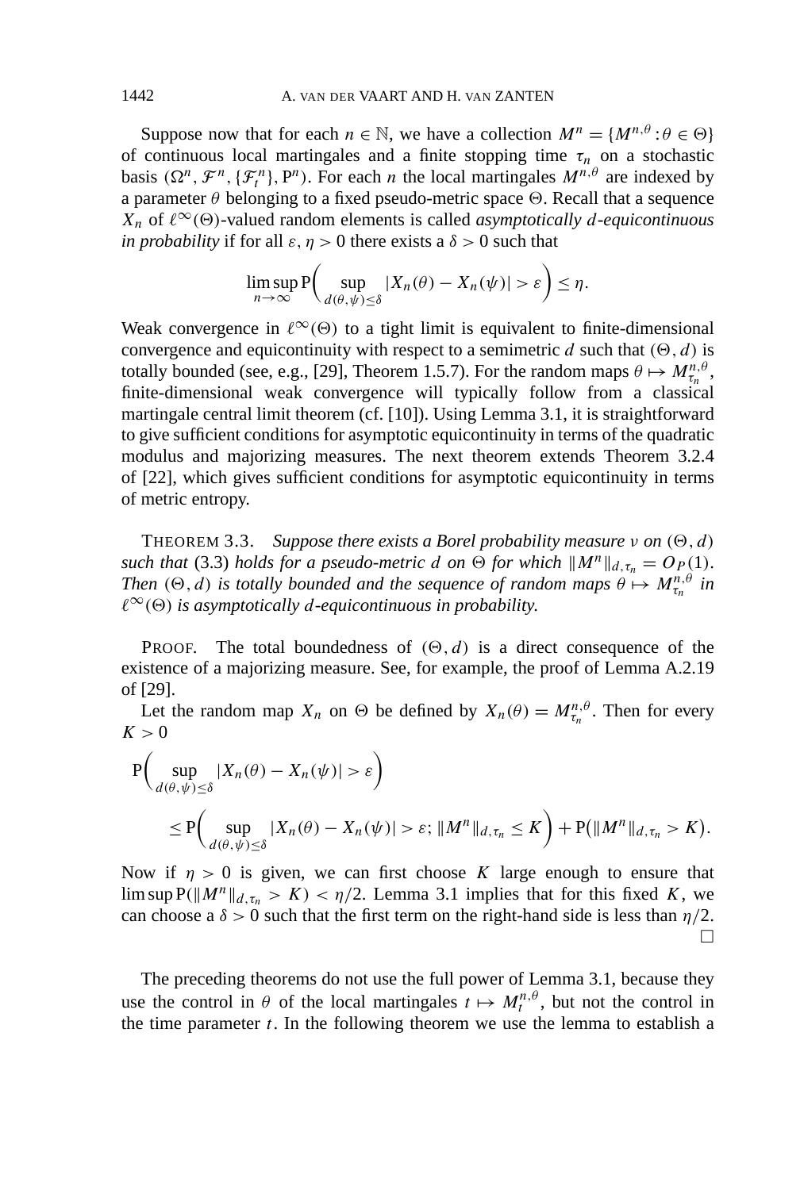Suppose now that for each $n \in \mathbb{N}$, we have a collection $M^n = \{M^{n,\theta} : \theta \in \Theta\}$ of continuous local martingales and a finite stopping time $\tau_n$ on a stochastic basis $(\Omega^n, \mathcal{F}^n, \{\mathcal{F}_t^n\}, \mathrm{P}^n)$. For each $n$ the local martingales $M^{n,\theta}$ are indexed by a parameter $\theta$ belonging to a fixed pseudo-metric space $\Theta$. Recall that a sequence $X_n$ of $\ell^\infty(\Theta)$-valued random elements is called *asymptotically $d$-equicontinuous in probability* if for all $\varepsilon, \eta > 0$ there exists a $\delta > 0$ such that

$$\limsup_{n\to\infty} \mathrm{P}\Bigl( \sup_{d(\theta,\psi)\leq\delta} |X_n(\theta) - X_n(\psi)| > \varepsilon \Bigr) \leq \eta.$$

Weak convergence in $\ell^\infty(\Theta)$ to a tight limit is equivalent to finite-dimensional convergence and equicontinuity with respect to a semimetric $d$ such that $(\Theta, d)$ is totally bounded (see, e.g., [29], Theorem 1.5.7). For the random maps $\theta \mapsto M_{\tau_n}^{n,\theta}$, finite-dimensional weak convergence will typically follow from a classical martingale central limit theorem (cf. [10]). Using Lemma 3.1, it is straightforward to give sufficient conditions for asymptotic equicontinuity in terms of the quadratic modulus and majorizing measures. The next theorem extends Theorem 3.2.4 of [22], which gives sufficient conditions for asymptotic equicontinuity in terms of metric entropy.

THEOREM 3.3. *Suppose there exists a Borel probability measure $\nu$ on $(\Theta, d)$ such that* (3.3) *holds for a pseudo-metric $d$ on $\Theta$ for which $\|M^n\|_{d,\tau_n} = O_P(1)$. Then $(\Theta, d)$ is totally bounded and the sequence of random maps $\theta \mapsto M_{\tau_n}^{n,\theta}$ in $\ell^\infty(\Theta)$ is asymptotically $d$-equicontinuous in probability.*

PROOF. The total boundedness of $(\Theta, d)$ is a direct consequence of the existence of a majorizing measure. See, for example, the proof of Lemma A.2.19 of [29].

Let the random map $X_n$ on $\Theta$ be defined by $X_n(\theta) = M_{\tau_n}^{n,\theta}$. Then for every $K > 0$

$$\begin{aligned}
&\mathrm{P}\Bigl( \sup_{d(\theta,\psi)\leq\delta} |X_n(\theta) - X_n(\psi)| > \varepsilon \Bigr) \\
&\qquad \leq \mathrm{P}\Bigl( \sup_{d(\theta,\psi)\leq\delta} |X_n(\theta) - X_n(\psi)| > \varepsilon;\, \|M^n\|_{d,\tau_n} \leq K \Bigr) + \mathrm{P}\bigl(\|M^n\|_{d,\tau_n} > K\bigr).
\end{aligned}$$

Now if $\eta > 0$ is given, we can first choose $K$ large enough to ensure that $\limsup \mathrm{P}(\|M^n\|_{d,\tau_n} > K) < \eta/2$. Lemma 3.1 implies that for this fixed $K$, we can choose a $\delta > 0$ such that the first term on the right-hand side is less than $\eta/2$. $\square$

The preceding theorems do not use the full power of Lemma 3.1, because they use the control in $\theta$ of the local martingales $t \mapsto M_t^{n,\theta}$, but not the control in the time parameter $t$. In the following theorem we use the lemma to establish a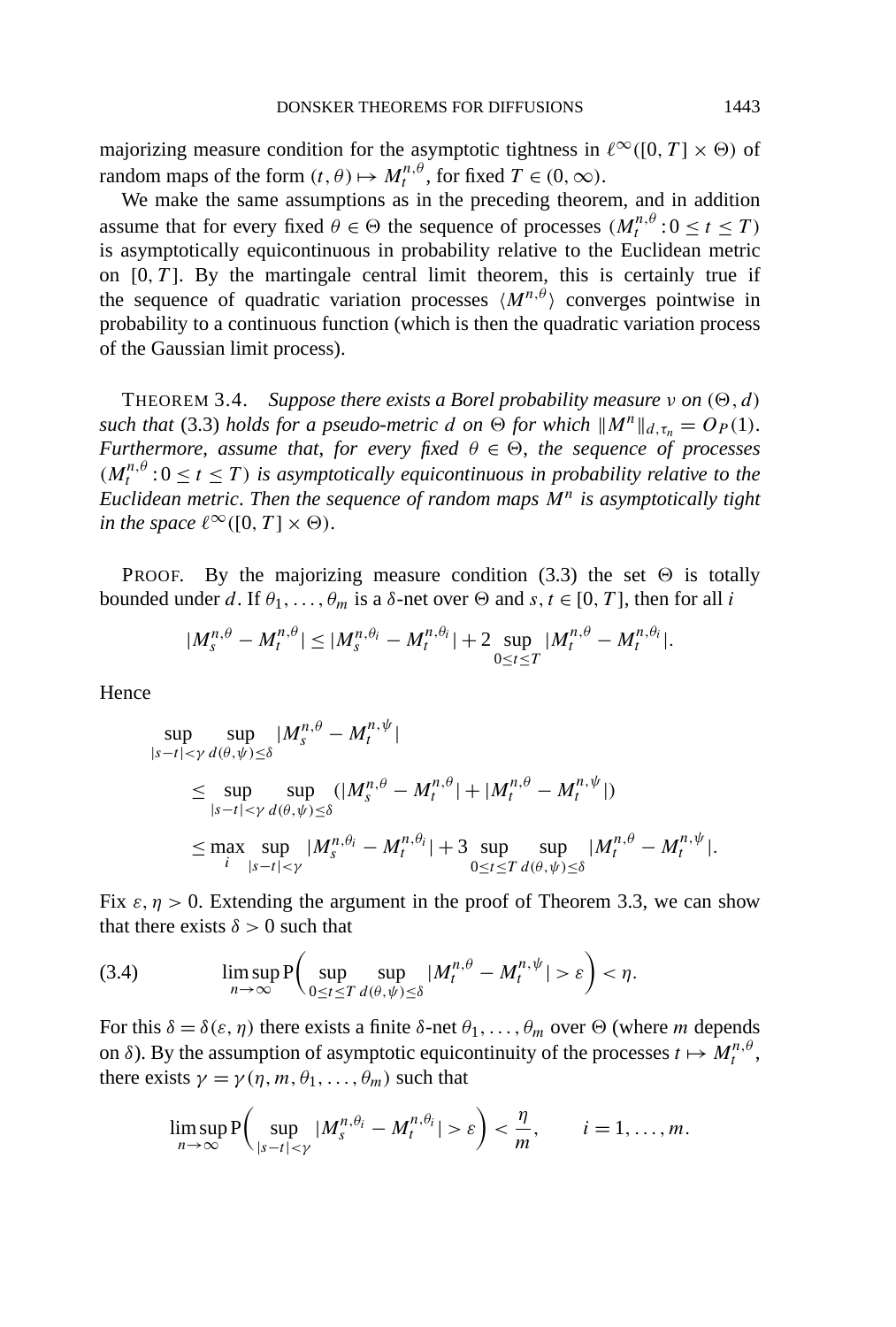majorizing measure condition for the asymptotic tightness in $\ell^\infty([0,T]\times\Theta)$ of random maps of the form $(t,\theta)\mapsto M_t^{n,\theta}$, for fixed $T\in(0,\infty)$.

We make the same assumptions as in the preceding theorem, and in addition assume that for every fixed $\theta\in\Theta$ the sequence of processes $(M_t^{n,\theta}:0\le t\le T)$ is asymptotically equicontinuous in probability relative to the Euclidean metric on $[0,T]$. By the martingale central limit theorem, this is certainly true if the sequence of quadratic variation processes $\langle M^{n,\theta}\rangle$ converges pointwise in probability to a continuous function (which is then the quadratic variation process of the Gaussian limit process).

THEOREM 3.4. *Suppose there exists a Borel probability measure $\nu$ on $(\Theta,d)$ such that* (3.3) *holds for a pseudo-metric $d$ on $\Theta$ for which $\|M^n\|_{d,\tau_n}=O_P(1)$. Furthermore, assume that, for every fixed $\theta\in\Theta$, the sequence of processes $(M_t^{n,\theta}:0\le t\le T)$ is asymptotically equicontinuous in probability relative to the Euclidean metric. Then the sequence of random maps $M^n$ is asymptotically tight in the space $\ell^\infty([0,T]\times\Theta)$.*

PROOF. By the majorizing measure condition (3.3) the set $\Theta$ is totally bounded under $d$. If $\theta_1,\dots,\theta_m$ is a $\delta$-net over $\Theta$ and $s,t\in[0,T]$, then for all $i$

$$|M_s^{n,\theta}-M_t^{n,\theta}|\le |M_s^{n,\theta_i}-M_t^{n,\theta_i}|+2\sup_{0\le t\le T}|M_t^{n,\theta}-M_t^{n,\theta_i}|.$$

Hence

$$\begin{aligned}
&\sup_{|s-t|<\gamma}\sup_{d(\theta,\psi)\le\delta}|M_s^{n,\theta}-M_t^{n,\psi}|\\
&\quad\le \sup_{|s-t|<\gamma}\sup_{d(\theta,\psi)\le\delta}\big(|M_s^{n,\theta}-M_t^{n,\theta}|+|M_t^{n,\theta}-M_t^{n,\psi}|\big)\\
&\quad\le \max_i\sup_{|s-t|<\gamma}|M_s^{n,\theta_i}-M_t^{n,\theta_i}|+3\sup_{0\le t\le T}\sup_{d(\theta,\psi)\le\delta}|M_t^{n,\theta}-M_t^{n,\psi}|.
\end{aligned}$$

Fix $\varepsilon,\eta>0$. Extending the argument in the proof of Theorem 3.3, we can show that there exists $\delta>0$ such that

$$\limsup_{n\to\infty}\mathrm{P}\Big(\sup_{0\le t\le T}\sup_{d(\theta,\psi)\le\delta}|M_t^{n,\theta}-M_t^{n,\psi}|>\varepsilon\Big)<\eta. \tag{3.4}$$

For this $\delta=\delta(\varepsilon,\eta)$ there exists a finite $\delta$-net $\theta_1,\dots,\theta_m$ over $\Theta$ (where $m$ depends on $\delta$). By the assumption of asymptotic equicontinuity of the processes $t\mapsto M_t^{n,\theta}$, there exists $\gamma=\gamma(\eta,m,\theta_1,\dots,\theta_m)$ such that

$$\limsup_{n\to\infty}\mathrm{P}\Big(\sup_{|s-t|<\gamma}|M_s^{n,\theta_i}-M_t^{n,\theta_i}|>\varepsilon\Big)<\frac{\eta}{m},\qquad i=1,\dots,m.$$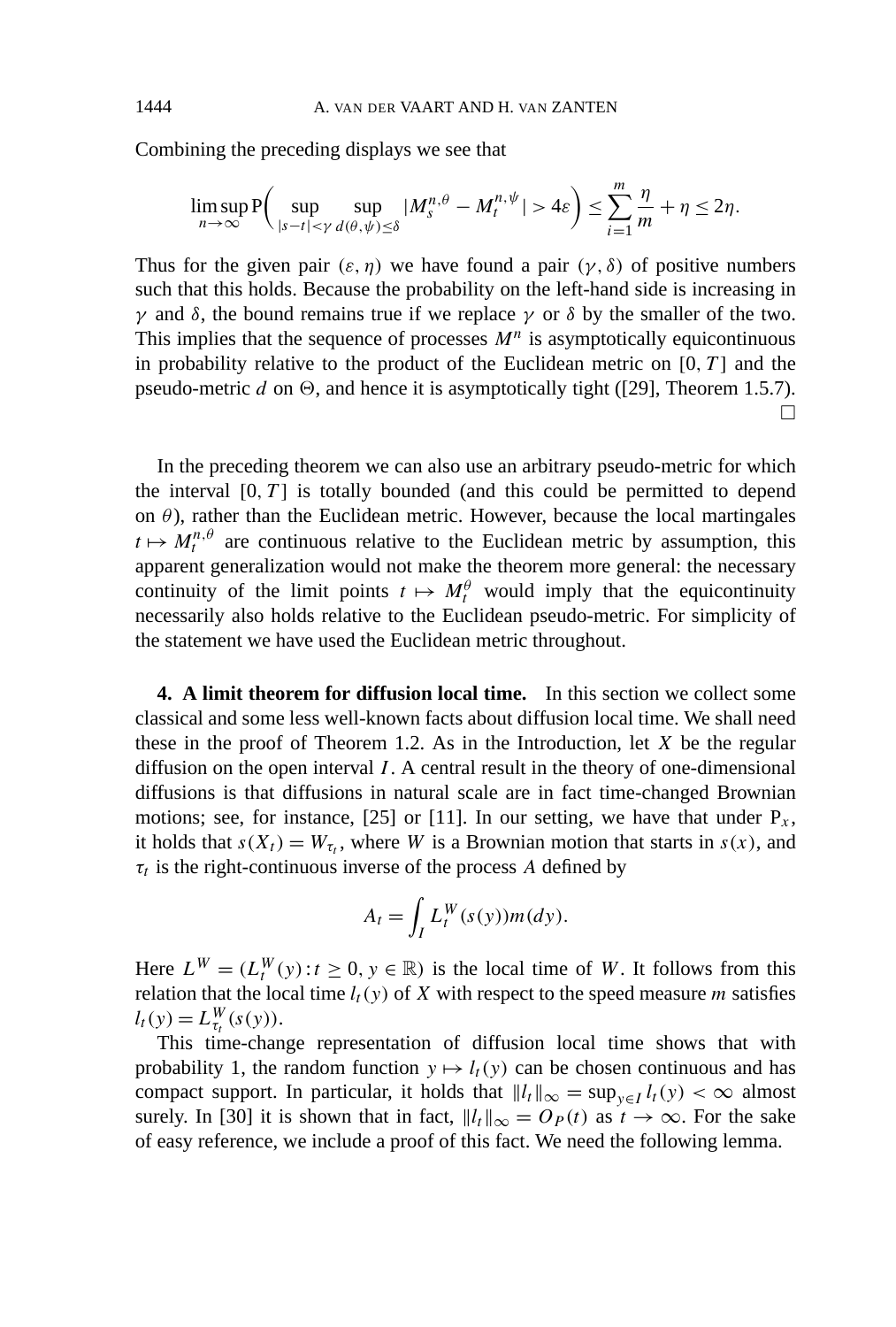Combining the preceding displays we see that

$$\limsup_{n\to\infty} \mathrm{P}\Big( \sup_{|s-t|<\gamma} \sup_{d(\theta,\psi)\le\delta} |M_s^{n,\theta} - M_t^{n,\psi}| > 4\varepsilon \Big) \le \sum_{i=1}^m \frac{\eta}{m} + \eta \le 2\eta.$$

Thus for the given pair $(\varepsilon, \eta)$ we have found a pair $(\gamma, \delta)$ of positive numbers such that this holds. Because the probability on the left-hand side is increasing in $\gamma$ and $\delta$, the bound remains true if we replace $\gamma$ or $\delta$ by the smaller of the two. This implies that the sequence of processes $M^n$ is asymptotically equicontinuous in probability relative to the product of the Euclidean metric on $[0, T]$ and the pseudo-metric $d$ on $\Theta$, and hence it is asymptotically tight ([29], Theorem 1.5.7). □

In the preceding theorem we can also use an arbitrary pseudo-metric for which the interval $[0, T]$ is totally bounded (and this could be permitted to depend on $\theta$), rather than the Euclidean metric. However, because the local martingales $t \mapsto M_t^{n,\theta}$ are continuous relative to the Euclidean metric by assumption, this apparent generalization would not make the theorem more general: the necessary continuity of the limit points $t \mapsto M_t^\theta$ would imply that the equicontinuity necessarily also holds relative to the Euclidean pseudo-metric. For simplicity of the statement we have used the Euclidean metric throughout.

## 4. A limit theorem for diffusion local time.

In this section we collect some classical and some less well-known facts about diffusion local time. We shall need these in the proof of Theorem 1.2. As in the Introduction, let $X$ be the regular diffusion on the open interval $I$. A central result in the theory of one-dimensional diffusions is that diffusions in natural scale are in fact time-changed Brownian motions; see, for instance, [25] or [11]. In our setting, we have that under $\mathrm{P}_x$, it holds that $s(X_t) = W_{\tau_t}$, where $W$ is a Brownian motion that starts in $s(x)$, and $\tau_t$ is the right-continuous inverse of the process $A$ defined by

$$A_t = \int_I L_t^W(s(y))m(dy).$$

Here $L^W = (L_t^W(y) : t \ge 0, y \in \mathbb{R})$ is the local time of $W$. It follows from this relation that the local time $l_t(y)$ of $X$ with respect to the speed measure $m$ satisfies $l_t(y) = L_{\tau_t}^W(s(y))$.

This time-change representation of diffusion local time shows that with probability 1, the random function $y \mapsto l_t(y)$ can be chosen continuous and has compact support. In particular, it holds that $\|l_t\|_\infty = \sup_{y\in I} l_t(y) < \infty$ almost surely. In [30] it is shown that in fact, $\|l_t\|_\infty = O_P(t)$ as $t \to \infty$. For the sake of easy reference, we include a proof of this fact. We need the following lemma.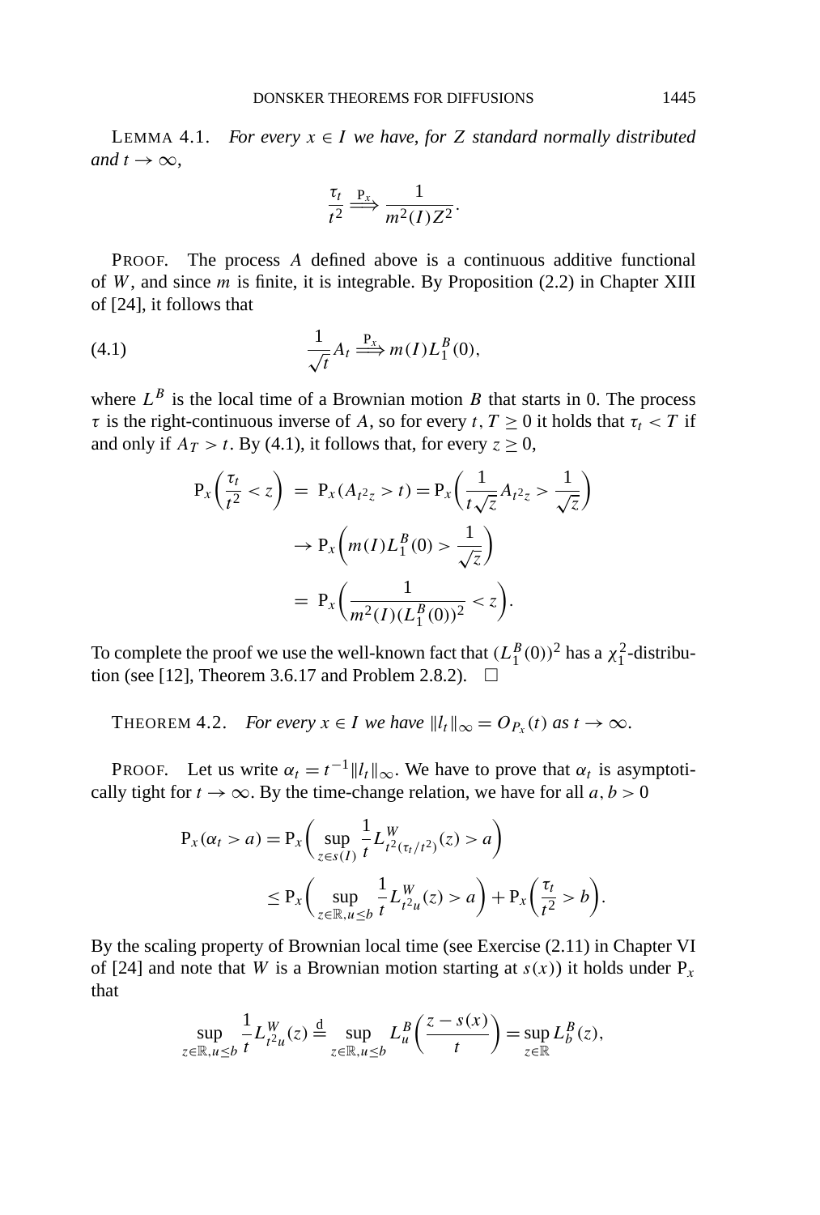LEMMA 4.1. *For every $x \in I$ we have, for $Z$ standard normally distributed and $t \to \infty$,*

$$\frac{\tau_t}{t^2} \overset{\mathrm{P}_x}{\Longrightarrow} \frac{1}{m^2(I) Z^2}.$$

PROOF. The process $A$ defined above is a continuous additive functional of $W$, and since $m$ is finite, it is integrable. By Proposition (2.2) in Chapter XIII of [24], it follows that

$$\frac{1}{\sqrt{t}} A_t \overset{\mathrm{P}_x}{\Longrightarrow} m(I) L_1^B(0), \tag{4.1}$$

where $L^B$ is the local time of a Brownian motion $B$ that starts in 0. The process $\tau$ is the right-continuous inverse of $A$, so for every $t, T \geq 0$ it holds that $\tau_t < T$ if and only if $A_T > t$. By (4.1), it follows that, for every $z \geq 0$,

$$\begin{aligned}
\mathrm{P}_x\left(\frac{\tau_t}{t^2} < z\right) &= \mathrm{P}_x(A_{t^2 z} > t) = \mathrm{P}_x\left(\frac{1}{t\sqrt{z}} A_{t^2 z} > \frac{1}{\sqrt{z}}\right) \\
&\to \mathrm{P}_x\left(m(I) L_1^B(0) > \frac{1}{\sqrt{z}}\right) \\
&= \mathrm{P}_x\left(\frac{1}{m^2(I)(L_1^B(0))^2} < z\right).
\end{aligned}$$

To complete the proof we use the well-known fact that $(L_1^B(0))^2$ has a $\chi_1^2$-distribution (see [12], Theorem 3.6.17 and Problem 2.8.2). $\square$

THEOREM 4.2. *For every $x \in I$ we have $\|l_t\|_\infty = O_{P_x}(t)$ as $t \to \infty$.*

PROOF. Let us write $\alpha_t = t^{-1}\|l_t\|_\infty$. We have to prove that $\alpha_t$ is asymptotically tight for $t \to \infty$. By the time-change relation, we have for all $a, b > 0$

$$\begin{aligned}
\mathrm{P}_x(\alpha_t > a) &= \mathrm{P}_x\left(\sup_{z \in s(I)} \frac{1}{t} L^W_{t^2(\tau_t/t^2)}(z) > a\right) \\
&\leq \mathrm{P}_x\left(\sup_{z \in \mathbb{R}, u \leq b} \frac{1}{t} L^W_{t^2 u}(z) > a\right) + \mathrm{P}_x\left(\frac{\tau_t}{t^2} > b\right).
\end{aligned}$$

By the scaling property of Brownian local time (see Exercise (2.11) in Chapter VI of [24] and note that $W$ is a Brownian motion starting at $s(x)$) it holds under $\mathrm{P}_x$ that

$$\sup_{z \in \mathbb{R}, u \leq b} \frac{1}{t} L^W_{t^2 u}(z) \overset{\mathrm{d}}{=} \sup_{z \in \mathbb{R}, u \leq b} L^B_u\left(\frac{z - s(x)}{t}\right) = \sup_{z \in \mathbb{R}} L^B_b(z),$$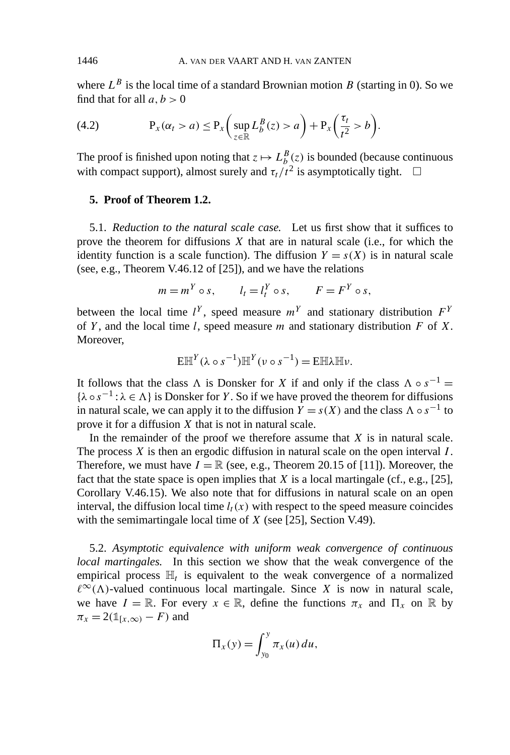where $L^B$ is the local time of a standard Brownian motion $B$ (starting in 0). So we find that for all $a, b > 0$

$$\mathrm{P}_x(\alpha_t > a) \leq \mathrm{P}_x\left(\sup_{z \in \mathbb{R}} L_b^B(z) > a\right) + \mathrm{P}_x\left(\frac{\tau_t}{t^2} > b\right). \tag{4.2}$$

The proof is finished upon noting that $z \mapsto L_b^B(z)$ is bounded (because continuous with compact support), almost surely and $\tau_t/t^2$ is asymptotically tight. $\square$

## 5. Proof of Theorem 1.2.

5.1. *Reduction to the natural scale case.* Let us first show that it suffices to prove the theorem for diffusions $X$ that are in natural scale (i.e., for which the identity function is a scale function). The diffusion $Y = s(X)$ is in natural scale (see, e.g., Theorem V.46.12 of [25]), and we have the relations

$$m = m^Y \circ s, \qquad l_t = l_t^Y \circ s, \qquad F = F^Y \circ s,$$

between the local time $l^Y$, speed measure $m^Y$ and stationary distribution $F^Y$ of $Y$, and the local time $l$, speed measure $m$ and stationary distribution $F$ of $X$. Moreover,

$$\mathrm{E}\mathbb{H}^Y(\lambda \circ s^{-1})\mathbb{H}^Y(\nu \circ s^{-1}) = \mathrm{E}\mathbb{H}\lambda\mathbb{H}\nu.$$

It follows that the class $\Lambda$ is Donsker for $X$ if and only if the class $\Lambda \circ s^{-1} = \{\lambda \circ s^{-1} : \lambda \in \Lambda\}$ is Donsker for $Y$. So if we have proved the theorem for diffusions in natural scale, we can apply it to the diffusion $Y = s(X)$ and the class $\Lambda \circ s^{-1}$ to prove it for a diffusion $X$ that is not in natural scale.

In the remainder of the proof we therefore assume that $X$ is in natural scale. The process $X$ is then an ergodic diffusion in natural scale on the open interval $I$. Therefore, we must have $I = \mathbb{R}$ (see, e.g., Theorem 20.15 of [11]). Moreover, the fact that the state space is open implies that $X$ is a local martingale (cf., e.g., [25], Corollary V.46.15). We also note that for diffusions in natural scale on an open interval, the diffusion local time $l_t(x)$ with respect to the speed measure coincides with the semimartingale local time of $X$ (see [25], Section V.49).

5.2. *Asymptotic equivalence with uniform weak convergence of continuous local martingales.* In this section we show that the weak convergence of the empirical process $\mathbb{H}_t$ is equivalent to the weak convergence of a normalized $\ell^\infty(\Lambda)$-valued continuous local martingale. Since $X$ is now in natural scale, we have $I = \mathbb{R}$. For every $x \in \mathbb{R}$, define the functions $\pi_x$ and $\Pi_x$ on $\mathbb{R}$ by $\pi_x = 2(\mathbb{1}_{[x,\infty)} - F)$ and

$$\Pi_x(y) = \int_{y_0}^{y} \pi_x(u)\, du,$$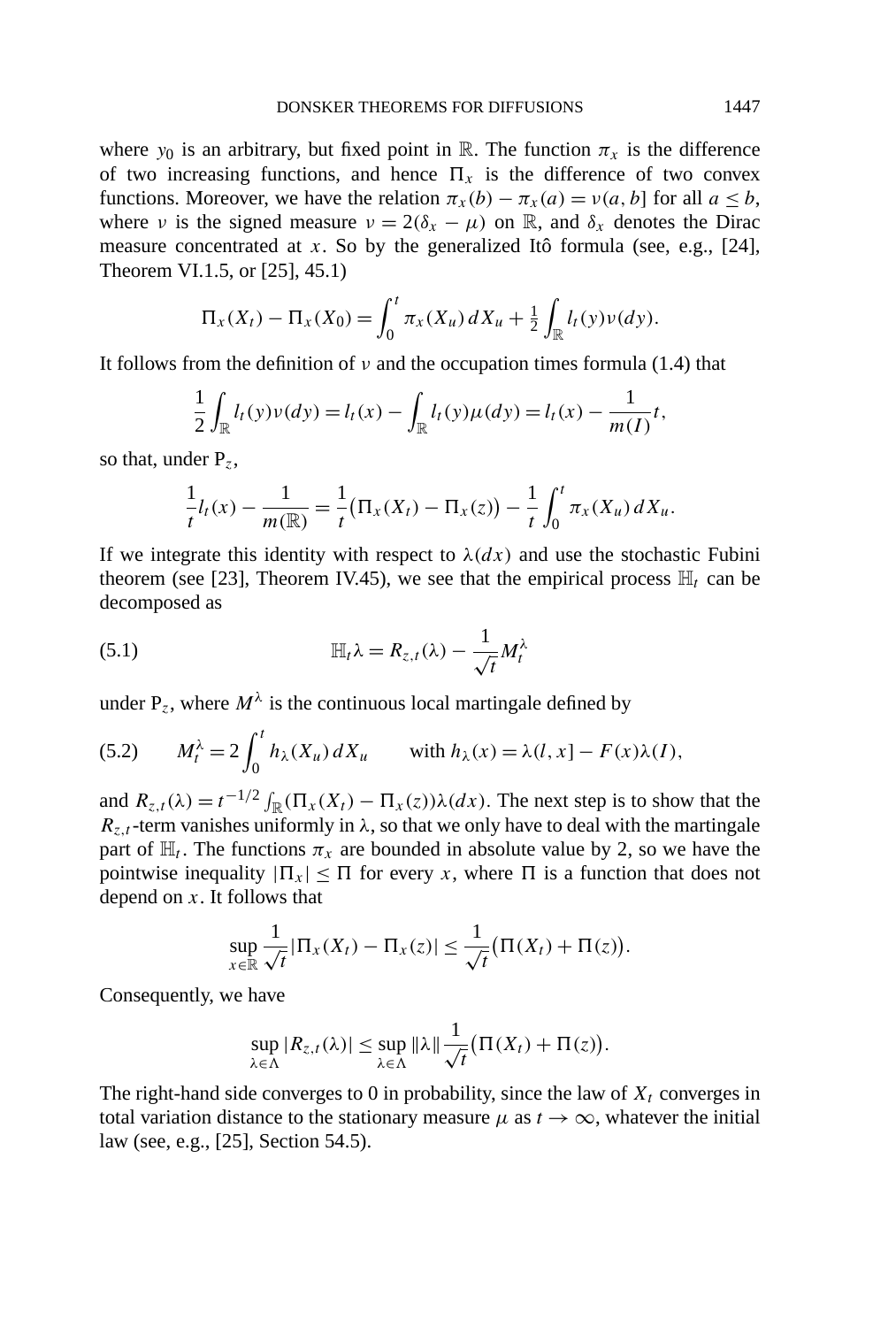where $y_0$ is an arbitrary, but fixed point in $\mathbb{R}$. The function $\pi_x$ is the difference of two increasing functions, and hence $\Pi_x$ is the difference of two convex functions. Moreover, we have the relation $\pi_x(b) - \pi_x(a) = \nu(a, b]$ for all $a \leq b$, where $\nu$ is the signed measure $\nu = 2(\delta_x - \mu)$ on $\mathbb{R}$, and $\delta_x$ denotes the Dirac measure concentrated at $x$. So by the generalized Itô formula (see, e.g., [24], Theorem VI.1.5, or [25], 45.1)

$$\Pi_x(X_t) - \Pi_x(X_0) = \int_0^t \pi_x(X_u)\, dX_u + \tfrac{1}{2} \int_{\mathbb{R}} l_t(y) \nu(dy).$$

It follows from the definition of $\nu$ and the occupation times formula (1.4) that

$$\frac{1}{2} \int_{\mathbb{R}} l_t(y) \nu(dy) = l_t(x) - \int_{\mathbb{R}} l_t(y) \mu(dy) = l_t(x) - \frac{1}{m(I)} t,$$

so that, under $\mathrm{P}_z$,

$$\frac{1}{t} l_t(x) - \frac{1}{m(\mathbb{R})} = \frac{1}{t}\big(\Pi_x(X_t) - \Pi_x(z)\big) - \frac{1}{t} \int_0^t \pi_x(X_u)\, dX_u.$$

If we integrate this identity with respect to $\lambda(dx)$ and use the stochastic Fubini theorem (see [23], Theorem IV.45), we see that the empirical process $\mathbb{H}_t$ can be decomposed as

$$\mathbb{H}_t \lambda = R_{z,t}(\lambda) - \frac{1}{\sqrt{t}} M_t^\lambda \tag{5.1}$$

under $\mathrm{P}_z$, where $M^\lambda$ is the continuous local martingale defined by

$$M_t^\lambda = 2 \int_0^t h_\lambda(X_u)\, dX_u \qquad \text{with } h_\lambda(x) = \lambda(l, x] - F(x)\lambda(I), \tag{5.2}$$

and $R_{z,t}(\lambda) = t^{-1/2} \int_{\mathbb{R}} (\Pi_x(X_t) - \Pi_x(z)) \lambda(dx)$. The next step is to show that the $R_{z,t}$-term vanishes uniformly in $\lambda$, so that we only have to deal with the martingale part of $\mathbb{H}_t$. The functions $\pi_x$ are bounded in absolute value by 2, so we have the pointwise inequality $|\Pi_x| \leq \Pi$ for every $x$, where $\Pi$ is a function that does not depend on $x$. It follows that

$$\sup_{x \in \mathbb{R}} \frac{1}{\sqrt{t}} |\Pi_x(X_t) - \Pi_x(z)| \leq \frac{1}{\sqrt{t}} \big(\Pi(X_t) + \Pi(z)\big).$$

Consequently, we have

$$\sup_{\lambda \in \Lambda} |R_{z,t}(\lambda)| \leq \sup_{\lambda \in \Lambda} \|\lambda\| \frac{1}{\sqrt{t}} \big(\Pi(X_t) + \Pi(z)\big).$$

The right-hand side converges to 0 in probability, since the law of $X_t$ converges in total variation distance to the stationary measure $\mu$ as $t \to \infty$, whatever the initial law (see, e.g., [25], Section 54.5).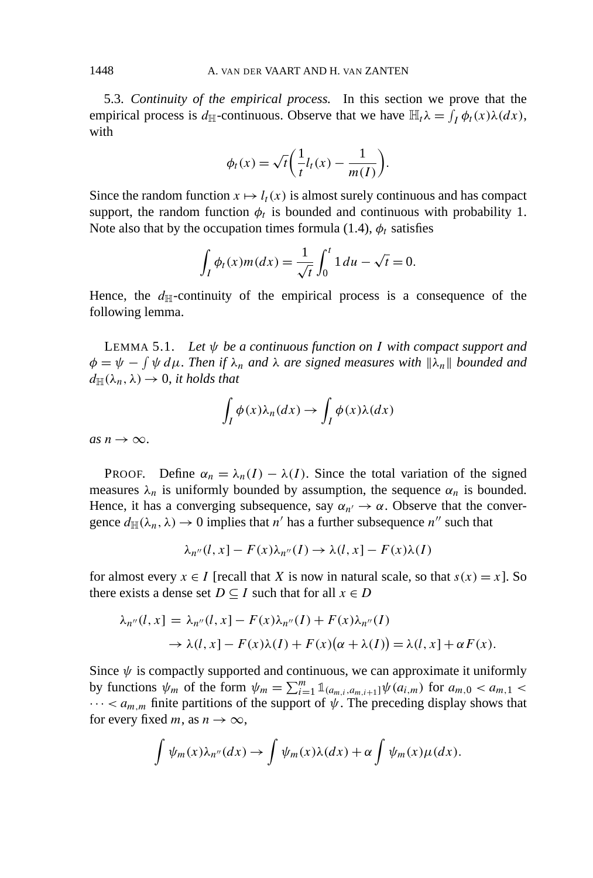5.3. *Continuity of the empirical process.* In this section we prove that the empirical process is $d_{\mathbb{H}}$-continuous. Observe that we have $\mathbb{H}_t\lambda = \int_I \phi_t(x)\lambda(dx)$, with

$$\phi_t(x) = \sqrt{t}\left(\frac{1}{t}l_t(x) - \frac{1}{m(I)}\right).$$

Since the random function $x \mapsto l_t(x)$ is almost surely continuous and has compact support, the random function $\phi_t$ is bounded and continuous with probability 1. Note also that by the occupation times formula (1.4), $\phi_t$ satisfies

$$\int_I \phi_t(x)m(dx) = \frac{1}{\sqrt{t}}\int_0^t 1\,du - \sqrt{t} = 0.$$

Hence, the $d_{\mathbb{H}}$-continuity of the empirical process is a consequence of the following lemma.

LEMMA 5.1. *Let $\psi$ be a continuous function on $I$ with compact support and $\phi = \psi - \int \psi\,d\mu$. Then if $\lambda_n$ and $\lambda$ are signed measures with $\|\lambda_n\|$ bounded and $d_{\mathbb{H}}(\lambda_n, \lambda) \to 0$, it holds that*

$$\int_I \phi(x)\lambda_n(dx) \to \int_I \phi(x)\lambda(dx)$$

*as $n \to \infty$.*

PROOF. Define $\alpha_n = \lambda_n(I) - \lambda(I)$. Since the total variation of the signed measures $\lambda_n$ is uniformly bounded by assumption, the sequence $\alpha_n$ is bounded. Hence, it has a converging subsequence, say $\alpha_{n'} \to \alpha$. Observe that the convergence $d_{\mathbb{H}}(\lambda_n, \lambda) \to 0$ implies that $n'$ has a further subsequence $n''$ such that

$$\lambda_{n''}(l, x] - F(x)\lambda_{n''}(I) \to \lambda(l, x] - F(x)\lambda(I)$$

for almost every $x \in I$ [recall that $X$ is now in natural scale, so that $s(x) = x$]. So there exists a dense set $D \subseteq I$ such that for all $x \in D$

$$\begin{aligned}\lambda_{n''}(l, x] &= \lambda_{n''}(l, x] - F(x)\lambda_{n''}(I) + F(x)\lambda_{n''}(I)\\ &\to \lambda(l, x] - F(x)\lambda(I) + F(x)\big(\alpha + \lambda(I)\big) = \lambda(l, x] + \alpha F(x).\end{aligned}$$

Since $\psi$ is compactly supported and continuous, we can approximate it uniformly by functions $\psi_m$ of the form $\psi_m = \sum_{i=1}^m \mathbb{1}_{(a_{m,i}, a_{m,i+1}]}\psi(a_{i,m})$ for $a_{m,0} < a_{m,1} < \cdots < a_{m,m}$ finite partitions of the support of $\psi$. The preceding display shows that for every fixed $m$, as $n \to \infty$,

$$\int \psi_m(x)\lambda_{n''}(dx) \to \int \psi_m(x)\lambda(dx) + \alpha\int \psi_m(x)\mu(dx).$$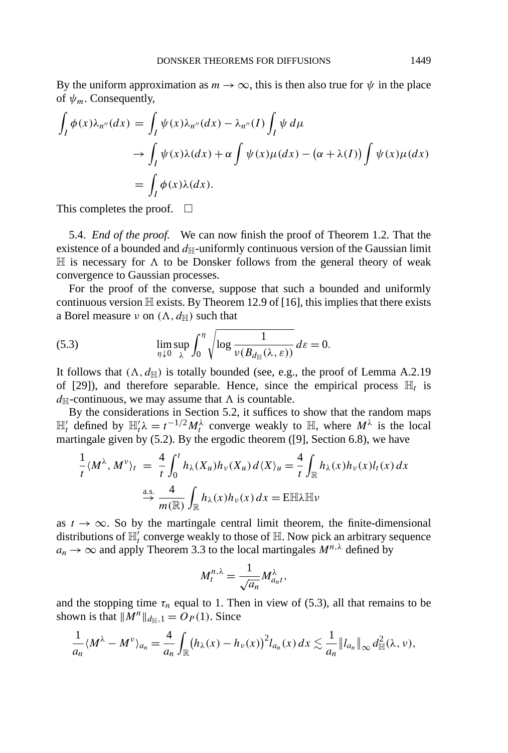By the uniform approximation as $m \to \infty$, this is then also true for $\psi$ in the place of $\psi_m$. Consequently,

$$\begin{aligned}
\int_I \phi(x)\lambda_{n''}(dx) &= \int_I \psi(x)\lambda_{n''}(dx) - \lambda_{n''}(I)\int_I \psi \, d\mu \\
&\to \int_I \psi(x)\lambda(dx) + \alpha \int \psi(x)\mu(dx) - \big(\alpha + \lambda(I)\big)\int \psi(x)\mu(dx) \\
&= \int_I \phi(x)\lambda(dx).
\end{aligned}$$

This completes the proof. $\square$

5.4. *End of the proof.* We can now finish the proof of Theorem 1.2. That the existence of a bounded and $d_{\mathbb{H}}$-uniformly continuous version of the Gaussian limit $\mathbb{H}$ is necessary for $\Lambda$ to be Donsker follows from the general theory of weak convergence to Gaussian processes.

For the proof of the converse, suppose that such a bounded and uniformly continuous version $\mathbb{H}$ exists. By Theorem 12.9 of [16], this implies that there exists a Borel measure $\nu$ on $(\Lambda, d_{\mathbb{H}})$ such that

$$\lim_{\eta \downarrow 0} \sup_{\lambda} \int_0^{\eta} \sqrt{\log \frac{1}{\nu(B_{d_{\mathbb{H}}}(\lambda, \varepsilon))}}\, d\varepsilon = 0. \tag{5.3}$$

It follows that $(\Lambda, d_{\mathbb{H}})$ is totally bounded (see, e.g., the proof of Lemma A.2.19 of [29]), and therefore separable. Hence, since the empirical process $\mathbb{H}_t$ is $d_{\mathbb{H}}$-continuous, we may assume that $\Lambda$ is countable.

By the considerations in Section 5.2, it suffices to show that the random maps $\mathbb{H}_t'$ defined by $\mathbb{H}_t'\lambda = t^{-1/2}M_t^{\lambda}$ converge weakly to $\mathbb{H}$, where $M^{\lambda}$ is the local martingale given by (5.2). By the ergodic theorem ([9], Section 6.8), we have

$$\begin{aligned}
\frac{1}{t}\langle M^{\lambda}, M^{\nu}\rangle_t &= \frac{4}{t}\int_0^t h_{\lambda}(X_u)h_{\nu}(X_u)\, d\langle X\rangle_u = \frac{4}{t}\int_{\mathbb{R}} h_{\lambda}(x)h_{\nu}(x)l_t(x)\, dx \\
&\overset{\text{a.s.}}{\to} \frac{4}{m(\mathbb{R})}\int_{\mathbb{R}} h_{\lambda}(x)h_{\nu}(x)\, dx = \mathrm{E}\mathbb{H}\lambda\mathbb{H}\nu
\end{aligned}$$

as $t \to \infty$. So by the martingale central limit theorem, the finite-dimensional distributions of $\mathbb{H}_t'$ converge weakly to those of $\mathbb{H}$. Now pick an arbitrary sequence $a_n \to \infty$ and apply Theorem 3.3 to the local martingales $M^{n,\lambda}$ defined by

$$M_t^{n,\lambda} = \frac{1}{\sqrt{a_n}} M_{a_n t}^{\lambda},$$

and the stopping time $\tau_n$ equal to 1. Then in view of (5.3), all that remains to be shown is that $\|M^n\|_{d_{\mathbb{H}},1} = O_P(1)$. Since

$$\frac{1}{a_n}\langle M^{\lambda} - M^{\nu}\rangle_{a_n} = \frac{4}{a_n}\int_{\mathbb{R}} \big(h_{\lambda}(x) - h_{\nu}(x)\big)^2 l_{a_n}(x)\, dx \lesssim \frac{1}{a_n}\|l_{a_n}\|_{\infty}\, d_{\mathbb{H}}^2(\lambda, \nu),$$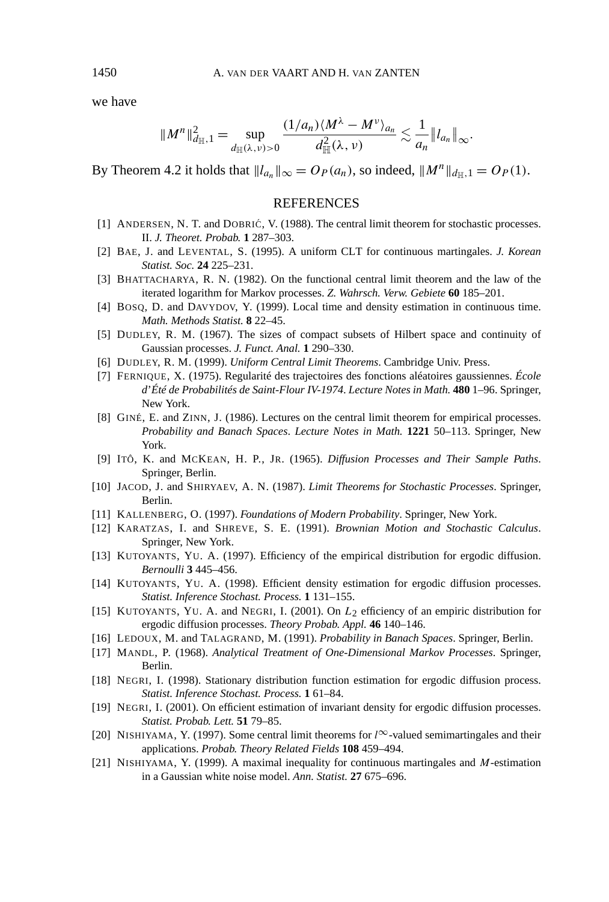we have

$$\|M^n\|_{d_{\mathbb{H}},1}^2 = \sup_{d_{\mathbb{H}}(\lambda,\nu)>0} \frac{(1/a_n)\langle M^\lambda - M^\nu\rangle_{a_n}}{d_{\mathbb{H}}^2(\lambda,\nu)} \lesssim \frac{1}{a_n}\|l_{a_n}\|_\infty.$$

By Theorem 4.2 it holds that $\|l_{a_n}\|_\infty = O_P(a_n)$, so indeed, $\|M^n\|_{d_{\mathbb{H}},1} = O_P(1)$.

## REFERENCES

[1] ANDERSEN, N. T. and DOBRIĆ, V. (1988). The central limit theorem for stochastic processes. II. *J. Theoret. Probab.* **1** 287–303.

[2] BAE, J. and LEVENTAL, S. (1995). A uniform CLT for continuous martingales. *J. Korean Statist. Soc.* **24** 225–231.

[3] BHATTACHARYA, R. N. (1982). On the functional central limit theorem and the law of the iterated logarithm for Markov processes. *Z. Wahrsch. Verw. Gebiete* **60** 185–201.

[4] BOSQ, D. and DAVYDOV, Y. (1999). Local time and density estimation in continuous time. *Math. Methods Statist.* **8** 22–45.

[5] DUDLEY, R. M. (1967). The sizes of compact subsets of Hilbert space and continuity of Gaussian processes. *J. Funct. Anal.* **1** 290–330.

[6] DUDLEY, R. M. (1999). *Uniform Central Limit Theorems*. Cambridge Univ. Press.

[7] FERNIQUE, X. (1975). Regularité des trajectoires des fonctions aléatoires gaussiennes. *École d'Été de Probabilités de Saint-Flour IV-1974*. *Lecture Notes in Math.* **480** 1–96. Springer, New York.

[8] GINÉ, E. and ZINN, J. (1986). Lectures on the central limit theorem for empirical processes. *Probability and Banach Spaces*. *Lecture Notes in Math.* **1221** 50–113. Springer, New York.

[9] ITÔ, K. and MCKEAN, H. P., JR. (1965). *Diffusion Processes and Their Sample Paths*. Springer, Berlin.

[10] JACOD, J. and SHIRYAEV, A. N. (1987). *Limit Theorems for Stochastic Processes*. Springer, Berlin.

[11] KALLENBERG, O. (1997). *Foundations of Modern Probability*. Springer, New York.

[12] KARATZAS, I. and SHREVE, S. E. (1991). *Brownian Motion and Stochastic Calculus*. Springer, New York.

[13] KUTOYANTS, YU. A. (1997). Efficiency of the empirical distribution for ergodic diffusion. *Bernoulli* **3** 445–456.

[14] KUTOYANTS, YU. A. (1998). Efficient density estimation for ergodic diffusion processes. *Statist. Inference Stochast. Process.* **1** 131–155.

[15] KUTOYANTS, YU. A. and NEGRI, I. (2001). On $L_2$ efficiency of an empiric distribution for ergodic diffusion processes. *Theory Probab. Appl.* **46** 140–146.

[16] LEDOUX, M. and TALAGRAND, M. (1991). *Probability in Banach Spaces*. Springer, Berlin.

[17] MANDL, P. (1968). *Analytical Treatment of One-Dimensional Markov Processes*. Springer, Berlin.

[18] NEGRI, I. (1998). Stationary distribution function estimation for ergodic diffusion process. *Statist. Inference Stochast. Process.* **1** 61–84.

[19] NEGRI, I. (2001). On efficient estimation of invariant density for ergodic diffusion processes. *Statist. Probab. Lett.* **51** 79–85.

[20] NISHIYAMA, Y. (1997). Some central limit theorems for $l^\infty$-valued semimartingales and their applications. *Probab. Theory Related Fields* **108** 459–494.

[21] NISHIYAMA, Y. (1999). A maximal inequality for continuous martingales and $M$-estimation in a Gaussian white noise model. *Ann. Statist.* **27** 675–696.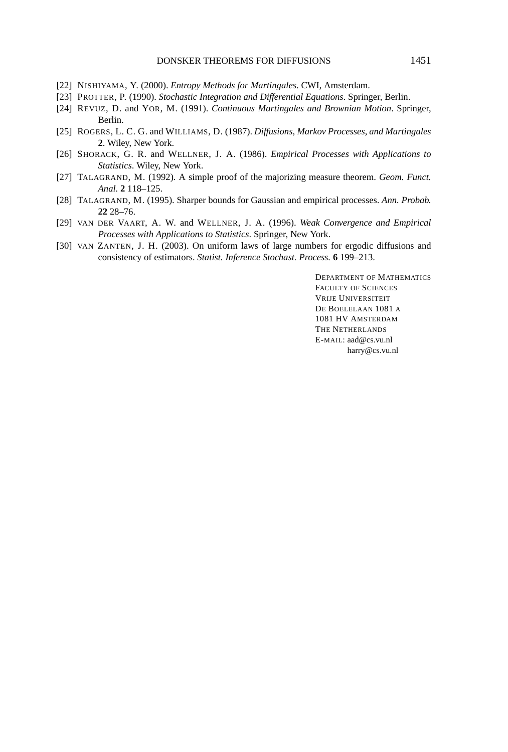[22] NISHIYAMA, Y. (2000). *Entropy Methods for Martingales*. CWI, Amsterdam.

[23] PROTTER, P. (1990). *Stochastic Integration and Differential Equations*. Springer, Berlin.

[24] REVUZ, D. and YOR, M. (1991). *Continuous Martingales and Brownian Motion*. Springer, Berlin.

[25] ROGERS, L. C. G. and WILLIAMS, D. (1987). *Diffusions, Markov Processes, and Martingales* **2**. Wiley, New York.

[26] SHORACK, G. R. and WELLNER, J. A. (1986). *Empirical Processes with Applications to Statistics*. Wiley, New York.

[27] TALAGRAND, M. (1992). A simple proof of the majorizing measure theorem. *Geom. Funct. Anal.* **2** 118–125.

[28] TALAGRAND, M. (1995). Sharper bounds for Gaussian and empirical processes. *Ann. Probab.* **22** 28–76.

[29] VAN DER VAART, A. W. and WELLNER, J. A. (1996). *Weak Convergence and Empirical Processes with Applications to Statistics*. Springer, New York.

[30] VAN ZANTEN, J. H. (2003). On uniform laws of large numbers for ergodic diffusions and consistency of estimators. *Statist. Inference Stochast. Process.* **6** 199–213.

DEPARTMENT OF MATHEMATICS
FACULTY OF SCIENCES
VRIJE UNIVERSITEIT
DE BOELELAAN 1081 A
1081 HV AMSTERDAM
THE NETHERLANDS
E-MAIL: aad@cs.vu.nl
harry@cs.vu.nl